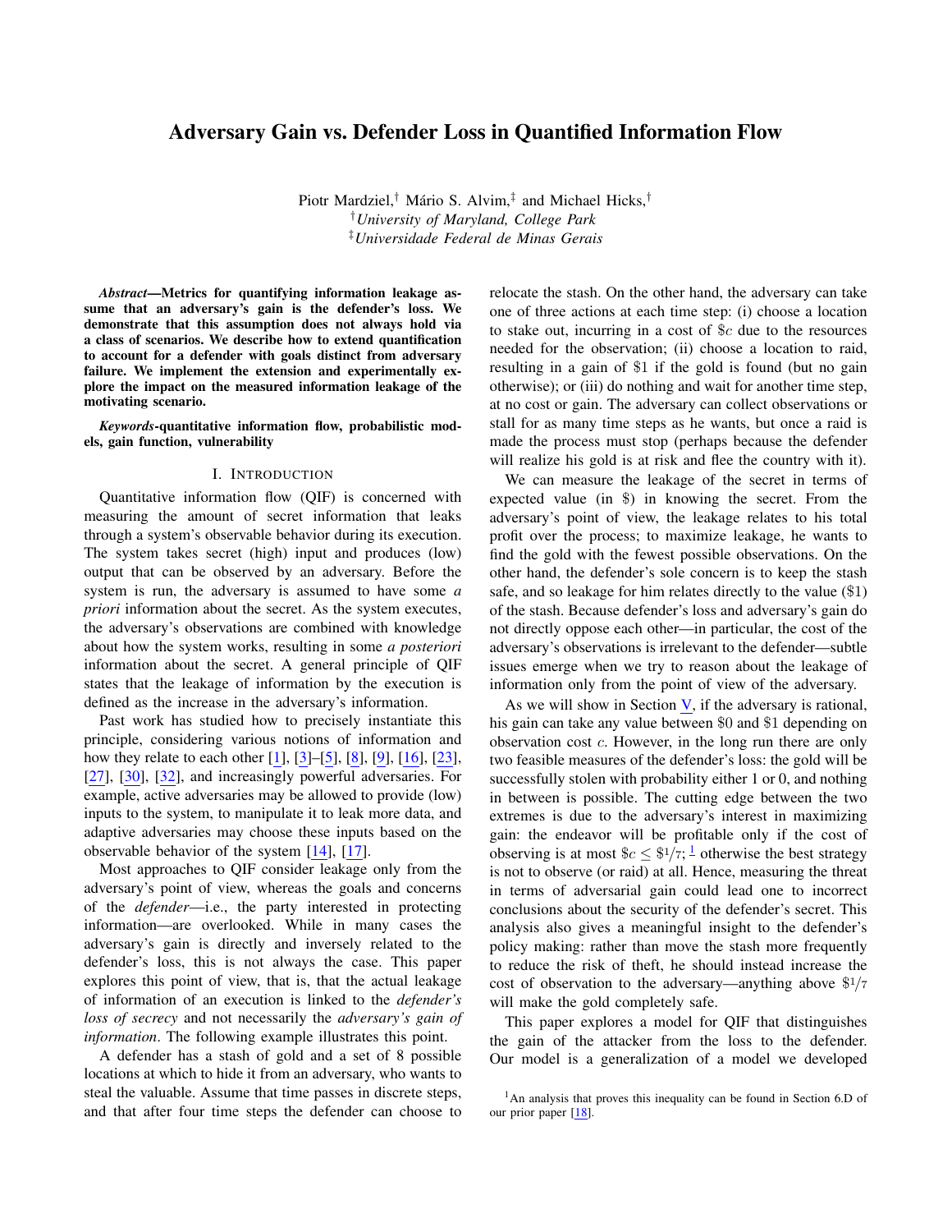# Adversary Gain vs. Defender Loss in Quantified Information Flow

Piotr Mardziel,[†] Mário S. Alvim,[‡] and Michael Hicks,[†]
[†]*University of Maryland, College Park*
[‡]*Universidade Federal de Minas Gerais*

***Abstract*—Metrics for quantifying information leakage assume that an adversary's gain is the defender's loss. We demonstrate that this assumption does not always hold via a class of scenarios. We describe how to extend quantification to account for a defender with goals distinct from adversary failure. We implement the extension and experimentally explore the impact on the measured information leakage of the motivating scenario.**

***Keywords*-quantitative information flow, probabilistic models, gain function, vulnerability**

## I. Introduction

Quantitative information flow (QIF) is concerned with measuring the amount of secret information that leaks through a system's observable behavior during its execution. The system takes secret (high) input and produces (low) output that can be observed by an adversary. Before the system is run, the adversary is assumed to have some *a priori* information about the secret. As the system executes, the adversary's observations are combined with knowledge about how the system works, resulting in some *a posteriori* information about the secret. A general principle of QIF states that the leakage of information by the execution is defined as the increase in the adversary's information.

Past work has studied how to precisely instantiate this principle, considering various notions of information and how they relate to each other [1], [3]–[5], [8], [9], [16], [23], [27], [30], [32], and increasingly powerful adversaries. For example, active adversaries may be allowed to provide (low) inputs to the system, to manipulate it to leak more data, and adaptive adversaries may choose these inputs based on the observable behavior of the system [14], [17].

Most approaches to QIF consider leakage only from the adversary's point of view, whereas the goals and concerns of the *defender*—i.e., the party interested in protecting information—are overlooked. While in many cases the adversary's gain is directly and inversely related to the defender's loss, this is not always the case. This paper explores this point of view, that is, that the actual leakage of information of an execution is linked to the *defender's loss of secrecy* and not necessarily the *adversary's gain of information*. The following example illustrates this point.

A defender has a stash of gold and a set of 8 possible locations at which to hide it from an adversary, who wants to steal the valuable. Assume that time passes in discrete steps, and that after four time steps the defender can choose to relocate the stash. On the other hand, the adversary can take one of three actions at each time step: (i) choose a location to stake out, incurring in a cost of $\$c$ due to the resources needed for the observation; (ii) choose a location to raid, resulting in a gain of \$1 if the gold is found (but no gain otherwise); or (iii) do nothing and wait for another time step, at no cost or gain. The adversary can collect observations or stall for as many time steps as he wants, but once a raid is made the process must stop (perhaps because the defender will realize his gold is at risk and flee the country with it).

We can measure the leakage of the secret in terms of expected value (in \$) in knowing the secret. From the adversary's point of view, the leakage relates to his total profit over the process; to maximize leakage, he wants to find the gold with the fewest possible observations. On the other hand, the defender's sole concern is to keep the stash safe, and so leakage for him relates directly to the value (\$1) of the stash. Because defender's loss and adversary's gain do not directly oppose each other—in particular, the cost of the adversary's observations is irrelevant to the defender—subtle issues emerge when we try to reason about the leakage of information only from the point of view of the adversary.

As we will show in Section V, if the adversary is rational, his gain can take any value between \$0 and \$1 depending on observation cost $c$. However, in the long run there are only two feasible measures of the defender's loss: the gold will be successfully stolen with probability either 1 or 0, and nothing in between is possible. The cutting edge between the two extremes is due to the adversary's interest in maximizing gain: the endeavor will be profitable only if the cost of observing is at most $\$c \leq \$1/7$;[1] otherwise the best strategy is not to observe (or raid) at all. Hence, measuring the threat in terms of adversarial gain could lead one to incorrect conclusions about the security of the defender's secret. This analysis also gives a meaningful insight to the defender's policy making: rather than move the stash more frequently to reduce the risk of theft, he should instead increase the cost of observation to the adversary—anything above $\$1/7$ will make the gold completely safe.

This paper explores a model for QIF that distinguishes the gain of the attacker from the loss to the defender. Our model is a generalization of a model we developed

[1] An analysis that proves this inequality can be found in Section 6.D of our prior paper [18].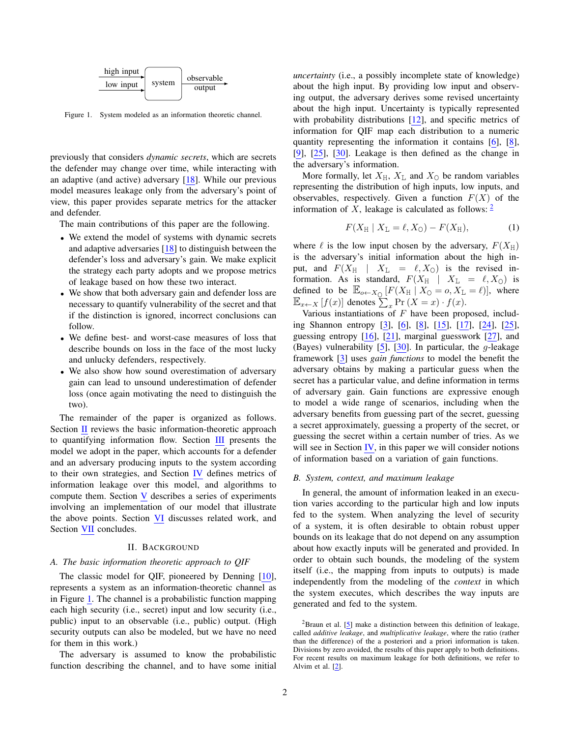high input → system → observable output
low input →

Figure 1. System modeled as an information theoretic channel.

previously that considers *dynamic secrets*, which are secrets the defender may change over time, while interacting with an adaptive (and active) adversary [18]. While our previous model measures leakage only from the adversary's point of view, this paper provides separate metrics for the attacker and defender.

The main contributions of this paper are the following.

- We extend the model of systems with dynamic secrets and adaptive adversaries [18] to distinguish between the defender's loss and adversary's gain. We make explicit the strategy each party adopts and we propose metrics of leakage based on how these two interact.
- We show that both adversary gain and defender loss are necessary to quantify vulnerability of the secret and that if the distinction is ignored, incorrect conclusions can follow.
- We define best- and worst-case measures of loss that describe bounds on loss in the face of the most lucky and unlucky defenders, respectively.
- We also show how sound overestimation of adversary gain can lead to unsound underestimation of defender loss (once again motivating the need to distinguish the two).

The remainder of the paper is organized as follows. Section II reviews the basic information-theoretic approach to quantifying information flow. Section III presents the model we adopt in the paper, which accounts for a defender and an adversary producing inputs to the system according to their own strategies, and Section IV defines metrics of information leakage over this model, and algorithms to compute them. Section V describes a series of experiments involving an implementation of our model that illustrate the above points. Section VI discusses related work, and Section VII concludes.

## II. Background

### A. The basic information theoretic approach to QIF

The classic model for QIF, pioneered by Denning [10], represents a system as an information-theoretic channel as in Figure 1. The channel is a probabilistic function mapping each high security (i.e., secret) input and low security (i.e., public) input to an observable (i.e., public) output. (High security outputs can also be modeled, but we have no need for them in this work.)

The adversary is assumed to know the probabilistic function describing the channel, and to have some initial *uncertainty* (i.e., a possibly incomplete state of knowledge) about the high input. By providing low input and observing output, the adversary derives some revised uncertainty about the high input. Uncertainty is typically represented with probability distributions [12], and specific metrics of information for QIF map each distribution to a numeric quantity representing the information it contains [6], [8], [9], [25], [30]. Leakage is then defined as the change in the adversary's information.

More formally, let $X_{\mathrm{H}}$, $X_{\mathrm{L}}$ and $X_{\mathrm{O}}$ be random variables representing the distribution of high inputs, low inputs, and observables, respectively. Given a function $F(X)$ of the information of $X$, leakage is calculated as follows: [2]

$$F(X_{\mathrm{H}} \mid X_{\mathrm{L}} = \ell, X_{\mathrm{O}}) - F(X_{\mathrm{H}}), \tag{1}$$

where $\ell$ is the low input chosen by the adversary, $F(X_{\mathrm{H}})$ is the adversary's initial information about the high input, and $F(X_{\mathrm{H}} \mid X_{\mathrm{L}} = \ell, X_{\mathrm{O}})$ is the revised information. As is standard, $F(X_{\mathrm{H}} \mid X_{\mathrm{L}} = \ell, X_{\mathrm{O}})$ is defined to be $\mathbb{E}_{o \leftarrow X_{\mathrm{O}}}[F(X_{\mathrm{H}} \mid X_{\mathrm{O}} = o, X_{\mathrm{L}} = \ell)]$, where $\mathbb{E}_{x \leftarrow X}[f(x)]$ denotes $\sum_x \Pr(X = x) \cdot f(x)$.

Various instantiations of $F$ have been proposed, including Shannon entropy [3], [6], [8], [15], [17], [24], [25], guessing entropy [16], [21], marginal guesswork [27], and (Bayes) vulnerability [5], [30]. In particular, the $g$-leakage framework [3] uses *gain functions* to model the benefit the adversary obtains by making a particular guess when the secret has a particular value, and define information in terms of adversary gain. Gain functions are expressive enough to model a wide range of scenarios, including when the adversary benefits from guessing part of the secret, guessing a secret approximately, guessing a property of the secret, or guessing the secret within a certain number of tries. As we will see in Section IV, in this paper we will consider notions of information based on a variation of gain functions.

### B. System, context, and maximum leakage

In general, the amount of information leaked in an execution varies according to the particular high and low inputs fed to the system. When analyzing the level of security of a system, it is often desirable to obtain robust upper bounds on its leakage that do not depend on any assumption about how exactly inputs will be generated and provided. In order to obtain such bounds, the modeling of the system itself (i.e., the mapping from inputs to outputs) is made independently from the modeling of the *context* in which the system executes, which describes the way inputs are generated and fed to the system.

[2] Braun et al. [5] make a distinction between this definition of leakage, called *additive leakage*, and *multiplicative leakage*, where the ratio (rather than the difference) of the a posteriori and a priori information is taken. Divisions by zero avoided, the results of this paper apply to both definitions. For recent results on maximum leakage for both definitions, we refer to Alvim et al. [2].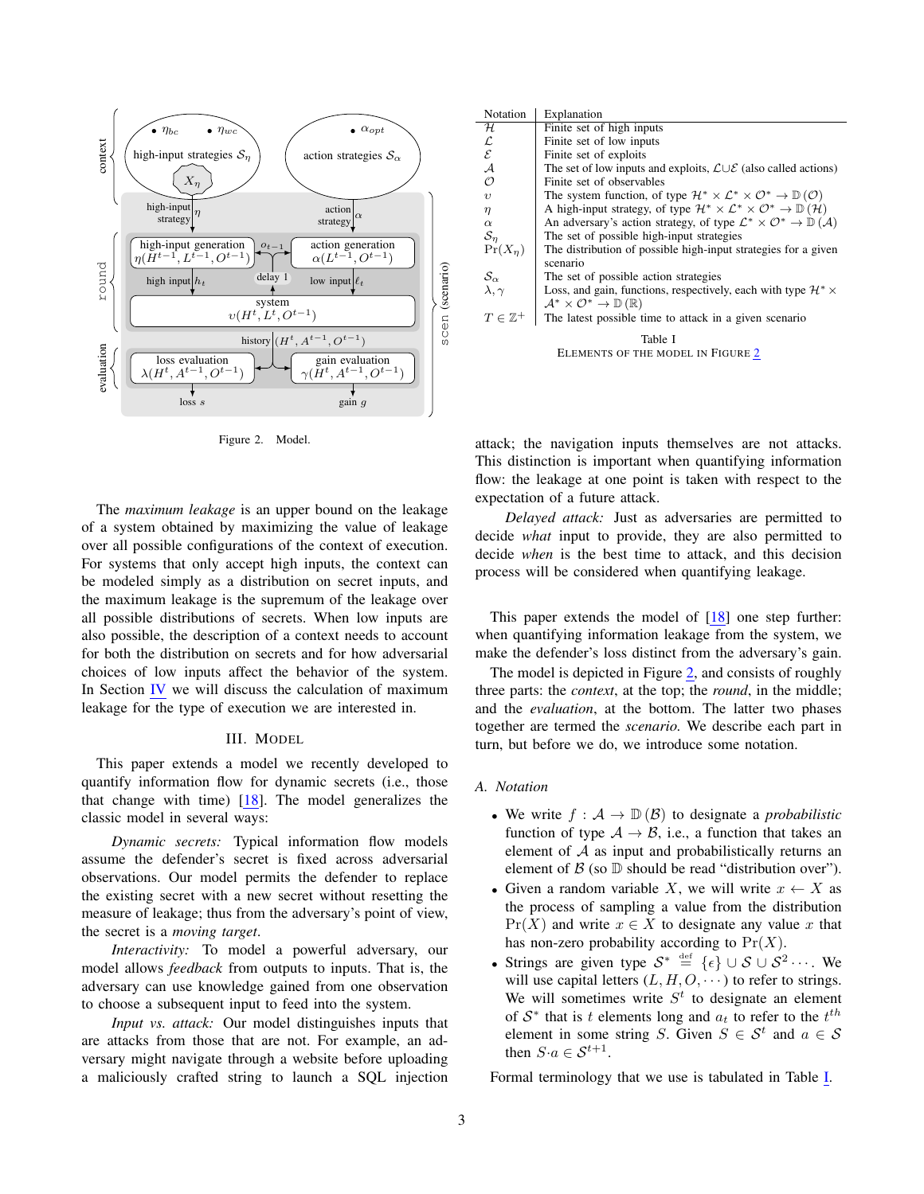Figure 2. Model.

| Notation | Explanation |
|---|---|
| $\mathcal{H}$ | Finite set of high inputs |
| $\mathcal{L}$ | Finite set of low inputs |
| $\mathcal{E}$ | Finite set of exploits |
| $\mathcal{A}$ | The set of low inputs and exploits, $\mathcal{L} \cup \mathcal{E}$ (also called actions) |
| $\mathcal{O}$ | Finite set of observables |
| $\upsilon$ | The system function, of type $\mathcal{H}^* \times \mathcal{L}^* \times \mathcal{O}^* \to \mathbb{D}(\mathcal{O})$ |
| $\eta$ | A high-input strategy, of type $\mathcal{H}^* \times \mathcal{L}^* \times \mathcal{O}^* \to \mathbb{D}(\mathcal{H})$ |
| $\alpha$ | An adversary's action strategy, of type $\mathcal{L}^* \times \mathcal{O}^* \to \mathbb{D}(\mathcal{A})$ |
| $\mathcal{S}_\eta$ | The set of possible high-input strategies |
| $\Pr(X_\eta)$ | The distribution of possible high-input strategies for a given scenario |
| $\mathcal{S}_\alpha$ | The set of possible action strategies |
| $\lambda, \gamma$ | Loss, and gain, functions, respectively, each with type $\mathcal{H}^* \times \mathcal{A}^* \times \mathcal{O}^* \to \mathbb{D}(\mathbb{R})$ |
| $T \in \mathbb{Z}^+$ | The latest possible time to attack in a given scenario |

Table I
ELEMENTS OF THE MODEL IN FIGURE 2

The *maximum leakage* is an upper bound on the leakage of a system obtained by maximizing the value of leakage over all possible configurations of the context of execution. For systems that only accept high inputs, the context can be modeled simply as a distribution on secret inputs, and the maximum leakage is the supremum of the leakage over all possible distributions of secrets. When low inputs are also possible, the description of a context needs to account for both the distribution on secrets and for how adversarial choices of low inputs affect the behavior of the system. In Section IV we will discuss the calculation of maximum leakage for the type of execution we are interested in.

## III. Model

This paper extends a model we recently developed to quantify information flow for dynamic secrets (i.e., those that change with time) [18]. The model generalizes the classic model in several ways:

*Dynamic secrets:* Typical information flow models assume the defender's secret is fixed across adversarial observations. Our model permits the defender to replace the existing secret with a new secret without resetting the measure of leakage; thus from the adversary's point of view, the secret is a *moving target*.

*Interactivity:* To model a powerful adversary, our model allows *feedback* from outputs to inputs. That is, the adversary can use knowledge gained from one observation to choose a subsequent input to feed into the system.

*Input vs. attack:* Our model distinguishes inputs that are attacks from those that are not. For example, an adversary might navigate through a website before uploading a maliciously crafted string to launch a SQL injection attack; the navigation inputs themselves are not attacks. This distinction is important when quantifying information flow: the leakage at one point is taken with respect to the expectation of a future attack.

*Delayed attack:* Just as adversaries are permitted to decide *what* input to provide, they are also permitted to decide *when* is the best time to attack, and this decision process will be considered when quantifying leakage.

This paper extends the model of [18] one step further: when quantifying information leakage from the system, we make the defender's loss distinct from the adversary's gain.

The model is depicted in Figure 2, and consists of roughly three parts: the *context*, at the top; the *round*, in the middle; and the *evaluation*, at the bottom. The latter two phases together are termed the *scenario*. We describe each part in turn, but before we do, we introduce some notation.

### A. Notation

- We write $f : \mathcal{A} \to \mathbb{D}(\mathcal{B})$ to designate a *probabilistic* function of type $\mathcal{A} \to \mathcal{B}$, i.e., a function that takes an element of $\mathcal{A}$ as input and probabilistically returns an element of $\mathcal{B}$ (so $\mathbb{D}$ should be read "distribution over").
- Given a random variable $X$, we will write $x \leftarrow X$ as the process of sampling a value from the distribution $\Pr(X)$ and write $x \in X$ to designate any value $x$ that has non-zero probability according to $\Pr(X)$.
- Strings are given type $\mathcal{S}^* \overset{\text{def}}{=} \{\epsilon\} \cup \mathcal{S} \cup \mathcal{S}^2 \cdots$. We will use capital letters $(L, H, O, \cdots)$ to refer to strings. We will sometimes write $S^t$ to designate an element of $\mathcal{S}^*$ that is $t$ elements long and $a_t$ to refer to the $t^{th}$ element in some string $S$. Given $S \in \mathcal{S}^t$ and $a \in \mathcal{S}$ then $S{\cdot}a \in \mathcal{S}^{t+1}$.

Formal terminology that we use is tabulated in Table I.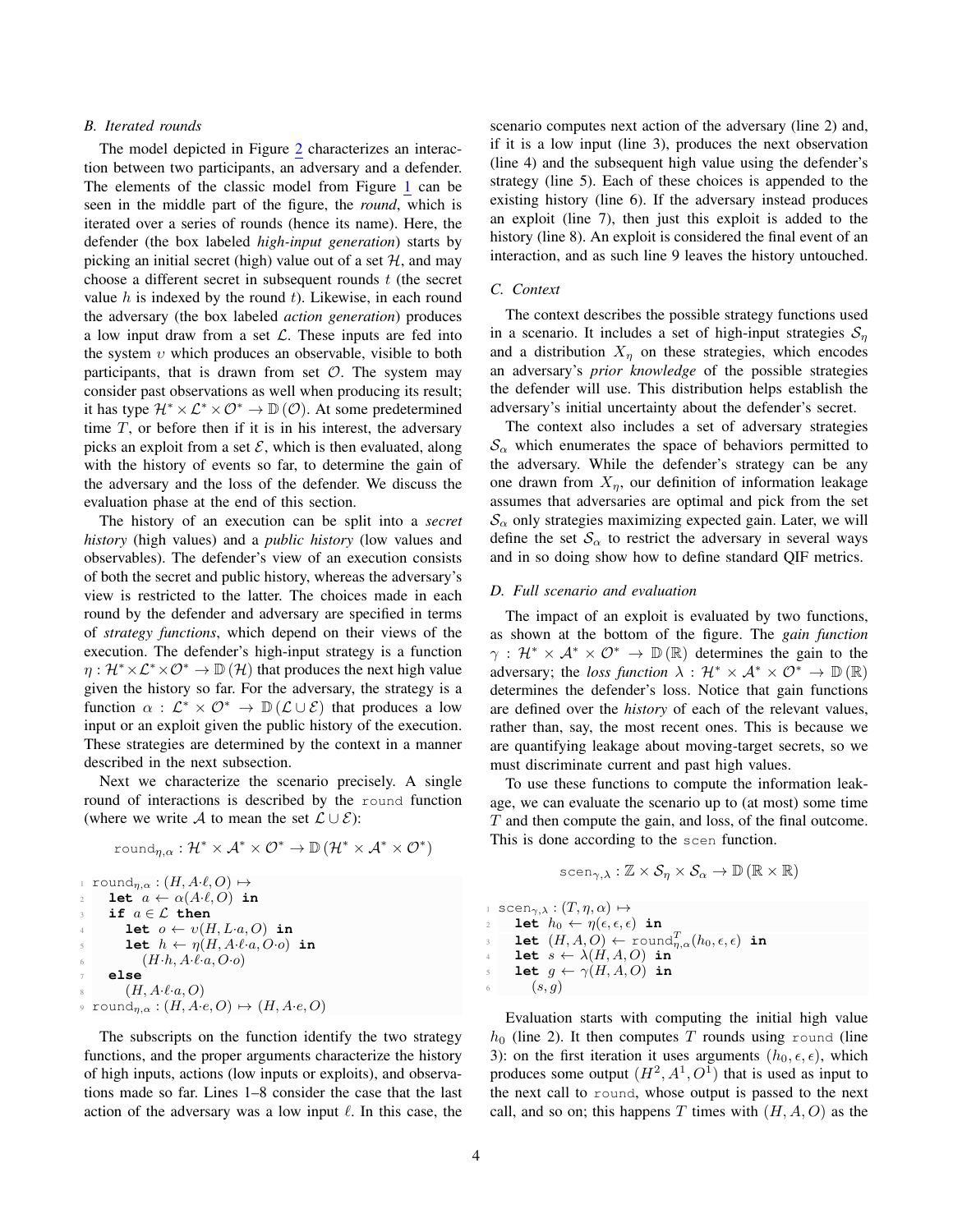### B. Iterated rounds

The model depicted in Figure 2 characterizes an interaction between two participants, an adversary and a defender. The elements of the classic model from Figure 1 can be seen in the middle part of the figure, the *round*, which is iterated over a series of rounds (hence its name). Here, the defender (the box labeled *high-input generation*) starts by picking an initial secret (high) value out of a set $\mathcal{H}$, and may choose a different secret in subsequent rounds $t$ (the secret value $h$ is indexed by the round $t$). Likewise, in each round the adversary (the box labeled *action generation*) produces a low input draw from a set $\mathcal{L}$. These inputs are fed into the system $\upsilon$ which produces an observable, visible to both participants, that is drawn from set $\mathcal{O}$. The system may consider past observations as well when producing its result; it has type $\mathcal{H}^* \times \mathcal{L}^* \times \mathcal{O}^* \to \mathbb{D}(\mathcal{O})$. At some predetermined time $T$, or before then if it is in his interest, the adversary picks an exploit from a set $\mathcal{E}$, which is then evaluated, along with the history of events so far, to determine the gain of the adversary and the loss of the defender. We discuss the evaluation phase at the end of this section.

The history of an execution can be split into a *secret history* (high values) and a *public history* (low values and observables). The defender's view of an execution consists of both the secret and public history, whereas the adversary's view is restricted to the latter. The choices made in each round by the defender and adversary are specified in terms of *strategy functions*, which depend on their views of the execution. The defender's high-input strategy is a function $\eta : \mathcal{H}^* \times \mathcal{L}^* \times \mathcal{O}^* \to \mathbb{D}(\mathcal{H})$ that produces the next high value given the history so far. For the adversary, the strategy is a function $\alpha : \mathcal{L}^* \times \mathcal{O}^* \to \mathbb{D}(\mathcal{L} \cup \mathcal{E})$ that produces a low input or an exploit given the public history of the execution. These strategies are determined by the context in a manner described in the next subsection.

Next we characterize the scenario precisely. A single round of interactions is described by the `round` function (where we write $\mathcal{A}$ to mean the set $\mathcal{L} \cup \mathcal{E}$):

$$\texttt{round}_{\eta,\alpha} : \mathcal{H}^* \times \mathcal{A}^* \times \mathcal{O}^* \to \mathbb{D}(\mathcal{H}^* \times \mathcal{A}^* \times \mathcal{O}^*)$$

```
1 round_{η,α} : (H, A·ℓ, O) ↦
2   let a ← α(A·ℓ, O) in
3   if a ∈ L then
4     let o ← υ(H, L·a, O) in
5     let h ← η(H, A·ℓ·a, O·o) in
6       (H·h, A·ℓ·a, O·o)
7   else
8     (H, A·ℓ·a, O)
9 round_{η,α} : (H, A·e, O) ↦ (H, A·e, O)
```

The subscripts on the function identify the two strategy functions, and the proper arguments characterize the history of high inputs, actions (low inputs or exploits), and observations made so far. Lines 1–8 consider the case that the last action of the adversary was a low input $\ell$. In this case, the scenario computes next action of the adversary (line 2) and, if it is a low input (line 3), produces the next observation (line 4) and the subsequent high value using the defender's strategy (line 5). Each of these choices is appended to the existing history (line 6). If the adversary instead produces an exploit (line 7), then just this exploit is added to the history (line 8). An exploit is considered the final event of an interaction, and as such line 9 leaves the history untouched.

### C. Context

The context describes the possible strategy functions used in a scenario. It includes a set of high-input strategies $\mathcal{S}_\eta$ and a distribution $X_\eta$ on these strategies, which encodes an adversary's *prior knowledge* of the possible strategies the defender will use. This distribution helps establish the adversary's initial uncertainty about the defender's secret.

The context also includes a set of adversary strategies $\mathcal{S}_\alpha$ which enumerates the space of behaviors permitted to the adversary. While the defender's strategy can be any one drawn from $X_\eta$, our definition of information leakage assumes that adversaries are optimal and pick from the set $\mathcal{S}_\alpha$ only strategies maximizing expected gain. Later, we will define the set $\mathcal{S}_\alpha$ to restrict the adversary in several ways and in so doing show how to define standard QIF metrics.

### D. Full scenario and evaluation

The impact of an exploit is evaluated by two functions, as shown at the bottom of the figure. The *gain function* $\gamma : \mathcal{H}^* \times \mathcal{A}^* \times \mathcal{O}^* \to \mathbb{D}(\mathbb{R})$ determines the gain to the adversary; the *loss function* $\lambda : \mathcal{H}^* \times \mathcal{A}^* \times \mathcal{O}^* \to \mathbb{D}(\mathbb{R})$ determines the defender's loss. Notice that gain functions are defined over the *history* of each of the relevant values, rather than, say, the most recent ones. This is because we are quantifying leakage about moving-target secrets, so we must discriminate current and past high values.

To use these functions to compute the information leakage, we can evaluate the scenario up to (at most) some time $T$ and then compute the gain, and loss, of the final outcome. This is done according to the `scen` function.

$$\texttt{scen}_{\gamma,\lambda} : \mathbb{Z} \times \mathcal{S}_\eta \times \mathcal{S}_\alpha \to \mathbb{D}(\mathbb{R} \times \mathbb{R})$$

```
1 scen_{γ,λ} : (T, η, α) ↦
2   let h_0 ← η(ε, ε, ε) in
3   let (H, A, O) ← round^T_{η,α}(h_0, ε, ε) in
4   let s ← λ(H, A, O) in
5   let g ← γ(H, A, O) in
6     (s, g)
```

Evaluation starts with computing the initial high value $h_0$ (line 2). It then computes $T$ rounds using `round` (line 3): on the first iteration it uses arguments $(h_0, \epsilon, \epsilon)$, which produces some output $(H^2, A^1, O^1)$ that is used as input to the next call to `round`, whose output is passed to the next call, and so on; this happens $T$ times with $(H, A, O)$ as the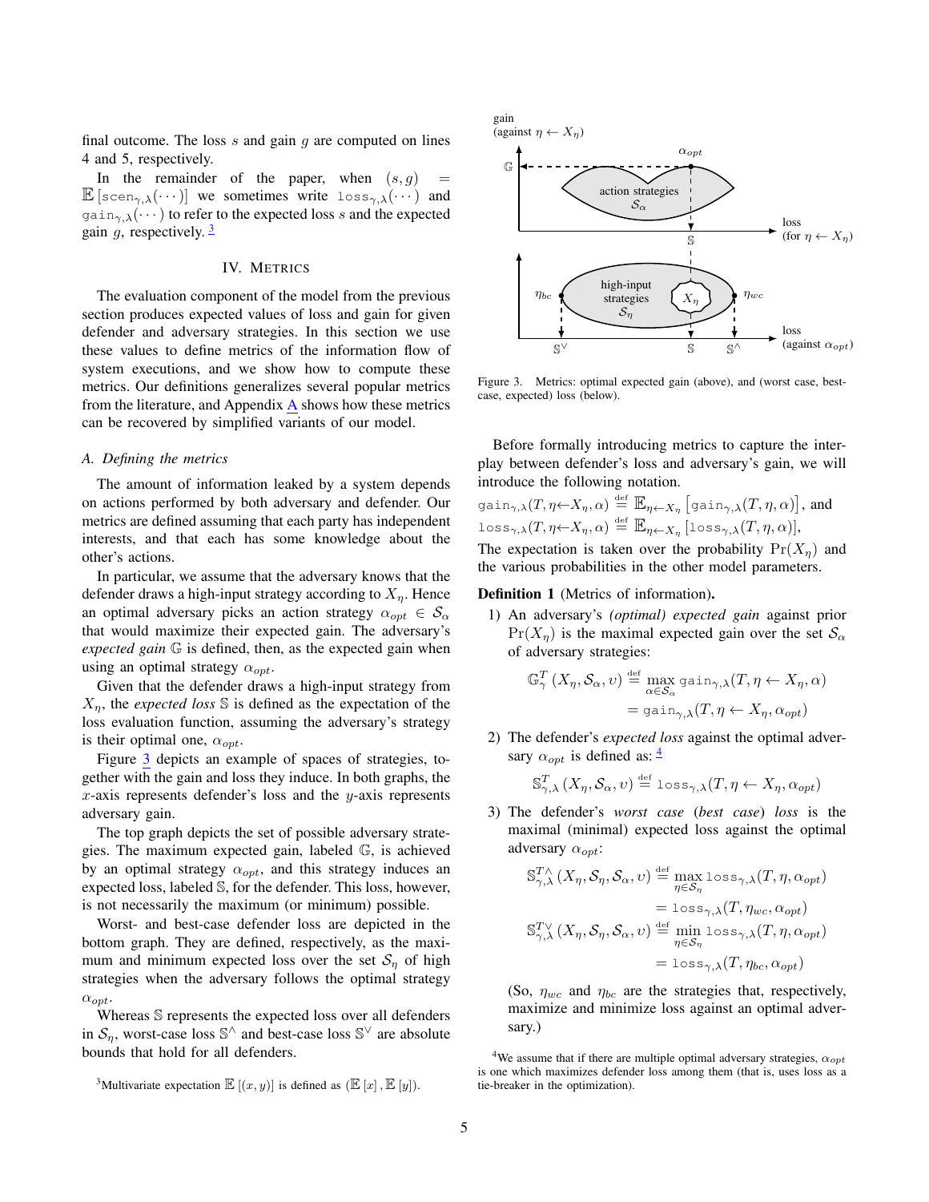final outcome. The loss $s$ and gain $g$ are computed on lines 4 and 5, respectively.

In the remainder of the paper, when $(s, g) = \mathbb{E}\left[\mathtt{scen}_{\gamma,\lambda}(\cdots)\right]$ we sometimes write $\mathtt{loss}_{\gamma,\lambda}(\cdots)$ and $\mathtt{gain}_{\gamma,\lambda}(\cdots)$ to refer to the expected loss $s$ and the expected gain $g$, respectively. [3]

## IV. Metrics

The evaluation component of the model from the previous section produces expected values of loss and gain for given defender and adversary strategies. In this section we use these values to define metrics of the information flow of system executions, and we show how to compute these metrics. Our definitions generalizes several popular metrics from the literature, and Appendix A shows how these metrics can be recovered by simplified variants of our model.

### A. Defining the metrics

The amount of information leaked by a system depends on actions performed by both adversary and defender. Our metrics are defined assuming that each party has independent interests, and that each has some knowledge about the other's actions.

In particular, we assume that the adversary knows that the defender draws a high-input strategy according to $X_\eta$. Hence an optimal adversary picks an action strategy $\alpha_{opt} \in \mathcal{S}_\alpha$ that would maximize their expected gain. The adversary's *expected gain* $\mathbb{G}$ is defined, then, as the expected gain when using an optimal strategy $\alpha_{opt}$.

Given that the defender draws a high-input strategy from $X_\eta$, the *expected loss* $\mathbb{S}$ is defined as the expectation of the loss evaluation function, assuming the adversary's strategy is their optimal one, $\alpha_{opt}$.

Figure 3 depicts an example of spaces of strategies, together with the gain and loss they induce. In both graphs, the $x$-axis represents defender's loss and the $y$-axis represents adversary gain.

The top graph depicts the set of possible adversary strategies. The maximum expected gain, labeled $\mathbb{G}$, is achieved by an optimal strategy $\alpha_{opt}$, and this strategy induces an expected loss, labeled $\mathbb{S}$, for the defender. This loss, however, is not necessarily the maximum (or minimum) possible.

Worst- and best-case defender loss are depicted in the bottom graph. They are defined, respectively, as the maximum and minimum expected loss over the set $\mathcal{S}_\eta$ of high strategies when the adversary follows the optimal strategy $\alpha_{opt}$.

Whereas $\mathbb{S}$ represents the expected loss over all defenders in $\mathcal{S}_\eta$, worst-case loss $\mathbb{S}^\wedge$ and best-case loss $\mathbb{S}^\vee$ are absolute bounds that hold for all defenders.

[3] Multivariate expectation $\mathbb{E}\left[(x, y)\right]$ is defined as $(\mathbb{E}\left[x\right], \mathbb{E}\left[y\right])$.

Figure 3. Metrics: optimal expected gain (above), and (worst case, best-case, expected) loss (below).

Before formally introducing metrics to capture the interplay between defender's loss and adversary's gain, we will introduce the following notation.

$\mathtt{gain}_{\gamma,\lambda}(T, \eta{\leftarrow}X_\eta, \alpha) \stackrel{\text{def}}{=} \mathbb{E}_{\eta\leftarrow X_\eta}\left[\mathtt{gain}_{\gamma,\lambda}(T, \eta, \alpha)\right]$, and
$\mathtt{loss}_{\gamma,\lambda}(T, \eta{\leftarrow}X_\eta, \alpha) \stackrel{\text{def}}{=} \mathbb{E}_{\eta\leftarrow X_\eta}\left[\mathtt{loss}_{\gamma,\lambda}(T, \eta, \alpha)\right]$,
The expectation is taken over the probability $\Pr(X_\eta)$ and the various probabilities in the other model parameters.

**Definition 1** (Metrics of information)**.**

1) An adversary's *(optimal) expected gain* against prior $\Pr(X_\eta)$ is the maximal expected gain over the set $\mathcal{S}_\alpha$ of adversary strategies:
$$\begin{aligned}\mathbb{G}^T_\gamma\left(X_\eta, \mathcal{S}_\alpha, \upsilon\right) &\stackrel{\text{def}}{=} \max_{\alpha\in\mathcal{S}_\alpha} \mathtt{gain}_{\gamma,\lambda}(T, \eta \leftarrow X_\eta, \alpha) \\ &= \mathtt{gain}_{\gamma,\lambda}(T, \eta \leftarrow X_\eta, \alpha_{opt})\end{aligned}$$

2) The defender's *expected loss* against the optimal adversary $\alpha_{opt}$ is defined as: [4]
$$\mathbb{S}^T_{\gamma,\lambda}\left(X_\eta, \mathcal{S}_\alpha, \upsilon\right) \stackrel{\text{def}}{=} \mathtt{loss}_{\gamma,\lambda}(T, \eta \leftarrow X_\eta, \alpha_{opt})$$

3) The defender's *worst case* (*best case*) *loss* is the maximal (minimal) expected loss against the optimal adversary $\alpha_{opt}$:
$$\begin{aligned}\mathbb{S}^{T\wedge}_{\gamma,\lambda}\left(X_\eta, \mathcal{S}_\eta, \mathcal{S}_\alpha, \upsilon\right) &\stackrel{\text{def}}{=} \max_{\eta\in\mathcal{S}_\eta} \mathtt{loss}_{\gamma,\lambda}(T, \eta, \alpha_{opt}) \\ &= \mathtt{loss}_{\gamma,\lambda}(T, \eta_{wc}, \alpha_{opt}) \\ \mathbb{S}^{T\vee}_{\gamma,\lambda}\left(X_\eta, \mathcal{S}_\eta, \mathcal{S}_\alpha, \upsilon\right) &\stackrel{\text{def}}{=} \min_{\eta\in\mathcal{S}_\eta} \mathtt{loss}_{\gamma,\lambda}(T, \eta, \alpha_{opt}) \\ &= \mathtt{loss}_{\gamma,\lambda}(T, \eta_{bc}, \alpha_{opt})\end{aligned}$$

(So, $\eta_{wc}$ and $\eta_{bc}$ are the strategies that, respectively, maximize and minimize loss against an optimal adversary.)

[4] We assume that if there are multiple optimal adversary strategies, $\alpha_{opt}$ is one which maximizes defender loss among them (that is, uses loss as a tie-breaker in the optimization).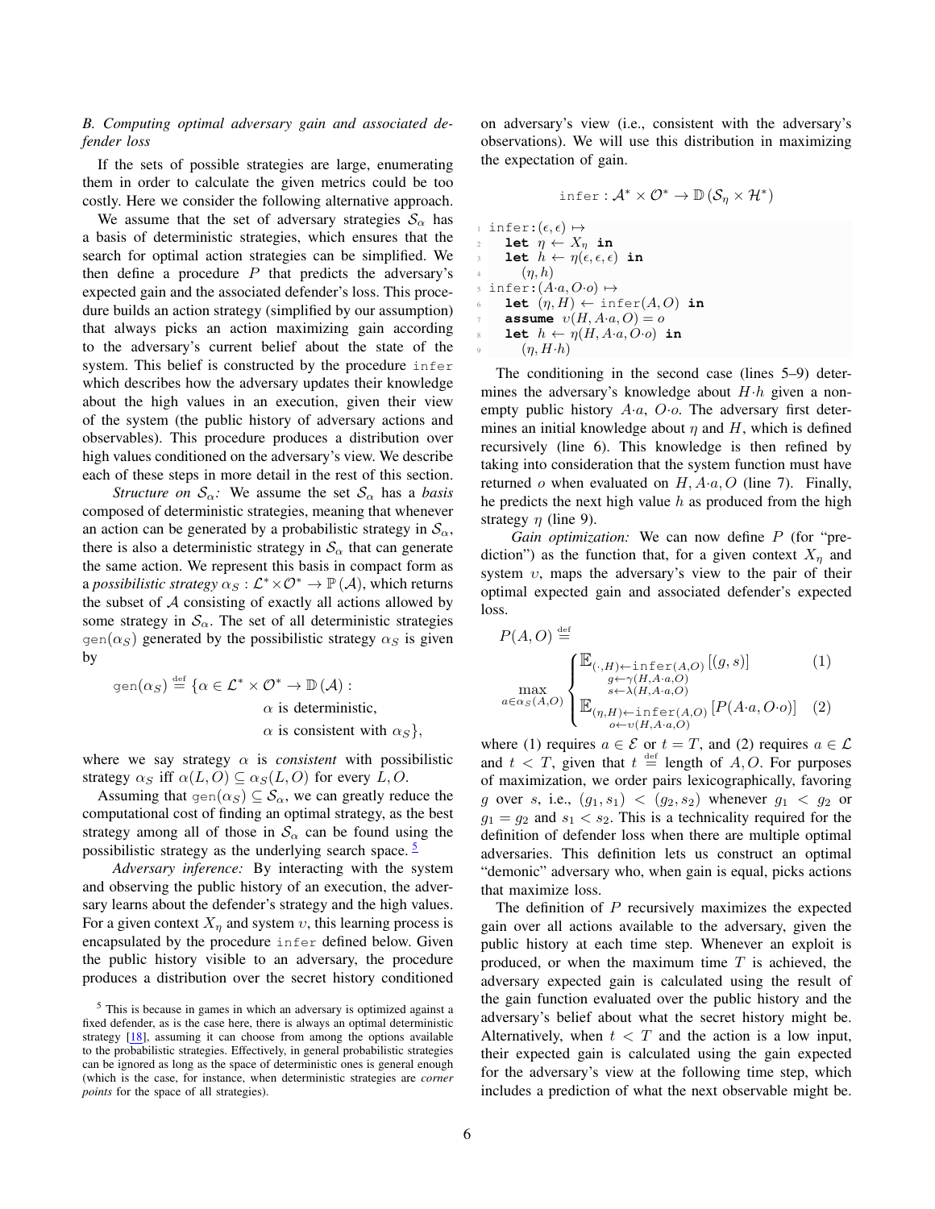### B. Computing optimal adversary gain and associated defender loss

If the sets of possible strategies are large, enumerating them in order to calculate the given metrics could be too costly. Here we consider the following alternative approach.

We assume that the set of adversary strategies $\mathcal{S}_\alpha$ has a basis of deterministic strategies, which ensures that the search for optimal action strategies can be simplified. We then define a procedure $P$ that predicts the adversary's expected gain and the associated defender's loss. This procedure builds an action strategy (simplified by our assumption) that always picks an action maximizing gain according to the adversary's current belief about the state of the system. This belief is constructed by the procedure `infer` which describes how the adversary updates their knowledge about the high values in an execution, given their view of the system (the public history of adversary actions and observables). This procedure produces a distribution over high values conditioned on the adversary's view. We describe each of these steps in more detail in the rest of this section.

*Structure on $\mathcal{S}_\alpha$:* We assume the set $\mathcal{S}_\alpha$ has a *basis* composed of deterministic strategies, meaning that whenever an action can be generated by a probabilistic strategy in $\mathcal{S}_\alpha$, there is also a deterministic strategy in $\mathcal{S}_\alpha$ that can generate the same action. We represent this basis in compact form as a *possibilistic strategy* $\alpha_S : \mathcal{L}^* \times \mathcal{O}^* \to \mathbb{P}(\mathcal{A})$, which returns the subset of $\mathcal{A}$ consisting of exactly all actions allowed by some strategy in $\mathcal{S}_\alpha$. The set of all deterministic strategies $\mathtt{gen}(\alpha_S)$ generated by the possibilistic strategy $\alpha_S$ is given by

$$\mathtt{gen}(\alpha_S) \stackrel{\text{def}}{=} \{\alpha \in \mathcal{L}^* \times \mathcal{O}^* \to \mathbb{D}(\mathcal{A}) : \alpha \text{ is deterministic}, \alpha \text{ is consistent with } \alpha_S\},$$

where we say strategy $\alpha$ is *consistent* with possibilistic strategy $\alpha_S$ iff $\alpha(L, O) \subseteq \alpha_S(L, O)$ for every $L, O$.

Assuming that $\mathtt{gen}(\alpha_S) \subseteq \mathcal{S}_\alpha$, we can greatly reduce the computational cost of finding an optimal strategy, as the best strategy among all of those in $\mathcal{S}_\alpha$ can be found using the possibilistic strategy as the underlying search space. [5]

*Adversary inference:* By interacting with the system and observing the public history of an execution, the adversary learns about the defender's strategy and the high values. For a given context $X_\eta$ and system $\upsilon$, this learning process is encapsulated by the procedure `infer` defined below. Given the public history visible to an adversary, the procedure produces a distribution over the secret history conditioned on adversary's view (i.e., consistent with the adversary's observations). We will use this distribution in maximizing the expectation of gain.

$$\mathtt{infer} : \mathcal{A}^* \times \mathcal{O}^* \to \mathbb{D}(\mathcal{S}_\eta \times \mathcal{H}^*)$$

```
1 infer:(ε, ε) ↦
2   let η ← X_η in
3   let h ← η(ε, ε, ε) in
4     (η, h)
5 infer:(A·a, O·o) ↦
6   let (η, H) ← infer(A, O) in
7   assume υ(H, A·a, O) = o
8   let h ← η(H, A·a, O·o) in
9     (η, H·h)
```

The conditioning in the second case (lines 5–9) determines the adversary's knowledge about $H{\cdot}h$ given a non-empty public history $A{\cdot}a$, $O{\cdot}o$. The adversary first determines an initial knowledge about $\eta$ and $H$, which is defined recursively (line 6). This knowledge is then refined by taking into consideration that the system function must have returned $o$ when evaluated on $H, A{\cdot}a, O$ (line 7). Finally, he predicts the next high value $h$ as produced from the high strategy $\eta$ (line 9).

*Gain optimization:* We can now define $P$ (for "prediction") as the function that, for a given context $X_\eta$ and system $\upsilon$, maps the adversary's view to the pair of their optimal expected gain and associated defender's expected loss.

$$P(A, O) \stackrel{\text{def}}{=} \max_{a \in \alpha_S(A,O)} \begin{cases} \mathbb{E}_{\substack{(\cdot,H)\leftarrow\mathtt{infer}(A,O) \\ g\leftarrow\gamma(H,A\cdot a,O) \\ s\leftarrow\lambda(H,A\cdot a,O)}} [(g, s)] & (1) \\ \mathbb{E}_{\substack{(\eta,H)\leftarrow\mathtt{infer}(A,O) \\ o\leftarrow\upsilon(H,A\cdot a,O)}} [P(A{\cdot}a, O{\cdot}o)] & (2) \end{cases}$$

where (1) requires $a \in \mathcal{E}$ or $t = T$, and (2) requires $a \in \mathcal{L}$ and $t < T$, given that $t \stackrel{\text{def}}{=}$ length of $A, O$. For purposes of maximization, we order pairs lexicographically, favoring $g$ over $s$, i.e., $(g_1, s_1) < (g_2, s_2)$ whenever $g_1 < g_2$ or $g_1 = g_2$ and $s_1 < s_2$. This is a technicality required for the definition of defender loss when there are multiple optimal adversaries. This definition lets us construct an optimal "demonic" adversary who, when gain is equal, picks actions that maximize loss.

The definition of $P$ recursively maximizes the expected gain over all actions available to the adversary, given the public history at each time step. Whenever an exploit is produced, or when the maximum time $T$ is achieved, the adversary expected gain is calculated using the result of the gain function evaluated over the public history and the adversary's belief about what the secret history might be. Alternatively, when $t < T$ and the action is a low input, their expected gain is calculated using the gain expected for the adversary's view at the following time step, which includes a prediction of what the next observable might be.

[5] This is because in games in which an adversary is optimized against a fixed defender, as is the case here, there is always an optimal deterministic strategy [18], assuming it can choose from among the options available to the probabilistic strategies. Effectively, in general probabilistic strategies can be ignored as long as the space of deterministic ones is general enough (which is the case, for instance, when deterministic strategies are *corner points* for the space of all strategies).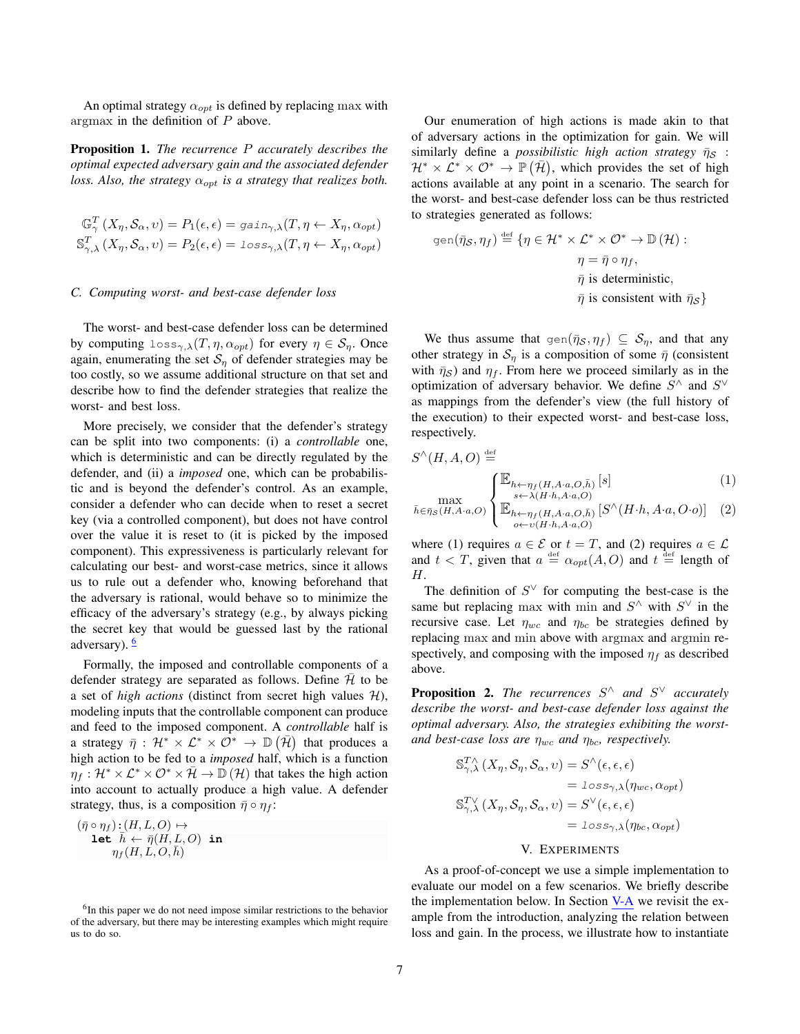An optimal strategy $\alpha_{opt}$ is defined by replacing max with argmax in the definition of $P$ above.

**Proposition 1.** *The recurrence $P$ accurately describes the optimal expected adversary gain and the associated defender loss. Also, the strategy $\alpha_{opt}$ is a strategy that realizes both.*

$$\mathbb{G}_{\gamma}^{T}\left(X_\eta, \mathcal{S}_\alpha, \upsilon\right) = P_1(\epsilon, \epsilon) = \mathtt{gain}_{\gamma,\lambda}(T, \eta \leftarrow X_\eta, \alpha_{opt})$$
$$\mathbb{S}_{\gamma,\lambda}^{T}\left(X_\eta, \mathcal{S}_\alpha, \upsilon\right) = P_2(\epsilon, \epsilon) = \mathtt{loss}_{\gamma,\lambda}(T, \eta \leftarrow X_\eta, \alpha_{opt})$$

### C. Computing worst- and best-case defender loss

The worst- and best-case defender loss can be determined by computing $\mathtt{loss}_{\gamma,\lambda}(T, \eta, \alpha_{opt})$ for every $\eta \in \mathcal{S}_\eta$. Once again, enumerating the set $\mathcal{S}_\eta$ of defender strategies may be too costly, so we assume additional structure on that set and describe how to find the defender strategies that realize the worst- and best loss.

More precisely, we consider that the defender's strategy can be split into two components: (i) a *controllable* one, which is deterministic and can be directly regulated by the defender, and (ii) a *imposed* one, which can be probabilistic and is beyond the defender's control. As an example, consider a defender who can decide when to reset a secret key (via a controlled component), but does not have control over the value it is reset to (it is picked by the imposed component). This expressiveness is particularly relevant for calculating our best- and worst-case metrics, since it allows us to rule out a defender who, knowing beforehand that the adversary is rational, would behave so to minimize the efficacy of the adversary's strategy (e.g., by always picking the secret key that would be guessed last by the rational adversary).[6]

Formally, the imposed and controllable components of a defender strategy are separated as follows. Define $\bar{\mathcal{H}}$ to be a set of *high actions* (distinct from secret high values $\mathcal{H}$), modeling inputs that the controllable component can produce and feed to the imposed component. A *controllable* half is a strategy $\bar{\eta} : \mathcal{H}^* \times \mathcal{L}^* \times \mathcal{O}^* \rightarrow \mathbb{D}\left(\bar{\mathcal{H}}\right)$ that produces a high action to be fed to a *imposed* half, which is a function $\eta_f : \mathcal{H}^* \times \mathcal{L}^* \times \mathcal{O}^* \times \bar{\mathcal{H}} \rightarrow \mathbb{D}\left(\mathcal{H}\right)$ that takes the high action into account to actually produce a high value. A defender strategy, thus, is a composition $\bar{\eta} \circ \eta_f$:

$$(\bar{\eta} \circ \eta_f) : (H, L, O) \mapsto$$
$$\quad \mathbf{let}\ \bar{h} \leftarrow \bar{\eta}(H, L, O)\ \mathbf{in}$$
$$\quad\quad \eta_f(H, L, O, \bar{h})$$

Our enumeration of high actions is made akin to that of adversary actions in the optimization for gain. We will similarly define a *possibilistic high action strategy* $\bar{\eta}_{\mathcal{S}} : \mathcal{H}^* \times \mathcal{L}^* \times \mathcal{O}^* \rightarrow \mathbb{P}\left(\bar{\mathcal{H}}\right)$, which provides the set of high actions available at any point in a scenario. The search for the worst- and best-case defender loss can be thus restricted to strategies generated as follows:

$$\mathtt{gen}(\bar{\eta}_{\mathcal{S}}, \eta_f) \stackrel{\text{def}}{=} \{\eta \in \mathcal{H}^* \times \mathcal{L}^* \times \mathcal{O}^* \rightarrow \mathbb{D}\left(\mathcal{H}\right) :$$
$$\eta = \bar{\eta} \circ \eta_f,$$
$$\bar{\eta} \text{ is deterministic},$$
$$\bar{\eta} \text{ is consistent with } \bar{\eta}_{\mathcal{S}}\}$$

We thus assume that $\mathtt{gen}(\bar{\eta}_{\mathcal{S}}, \eta_f) \subseteq \mathcal{S}_\eta$, and that any other strategy in $\mathcal{S}_\eta$ is a composition of some $\bar{\eta}$ (consistent with $\bar{\eta}_{\mathcal{S}}$) and $\eta_f$. From here we proceed similarly as in the optimization of adversary behavior. We define $S^\wedge$ and $S^\vee$ as mappings from the defender's view (the full history of the execution) to their expected worst- and best-case loss, respectively.

$$S^\wedge(H, A, O) \stackrel{\text{def}}{=}$$
$$\max_{\bar{h} \in \bar{\eta}_{\mathcal{S}}(H, A \cdot a, O)} \begin{cases} \mathbb{E}_{\substack{h \leftarrow \eta_f(H, A \cdot a, O, \bar{h}) \\ s \leftarrow \lambda(H \cdot h, A \cdot a, O)}} [s] & (1) \\ \mathbb{E}_{\substack{h \leftarrow \eta_f(H, A \cdot a, O, \bar{h}) \\ o \leftarrow \upsilon(H \cdot h, A \cdot a, O)}} \left[S^\wedge(H \cdot h, A \cdot a, O \cdot o)\right] & (2) \end{cases}$$

where (1) requires $a \in \mathcal{E}$ or $t = T$, and (2) requires $a \in \mathcal{L}$ and $t < T$, given that $a \stackrel{\text{def}}{=} \alpha_{opt}(A, O)$ and $t \stackrel{\text{def}}{=}$ length of $H$.

The definition of $S^\vee$ for computing the best-case is the same but replacing max with min and $S^\wedge$ with $S^\vee$ in the recursive case. Let $\eta_{wc}$ and $\eta_{bc}$ be strategies defined by replacing max and min above with argmax and argmin respectively, and composing with the imposed $\eta_f$ as described above.

**Proposition 2.** *The recurrences $S^\wedge$ and $S^\vee$ accurately describe the worst- and best-case defender loss against the optimal adversary. Also, the strategies exhibiting the worst- and best-case loss are $\eta_{wc}$ and $\eta_{bc}$, respectively.*

$$\mathbb{S}_{\gamma,\lambda}^{T\wedge}\left(X_\eta, \mathcal{S}_\eta, \mathcal{S}_\alpha, \upsilon\right) = S^\wedge(\epsilon, \epsilon, \epsilon)$$
$$= \mathtt{loss}_{\gamma,\lambda}(\eta_{wc}, \alpha_{opt})$$
$$\mathbb{S}_{\gamma,\lambda}^{T\vee}\left(X_\eta, \mathcal{S}_\eta, \mathcal{S}_\alpha, \upsilon\right) = S^\vee(\epsilon, \epsilon, \epsilon)$$
$$= \mathtt{loss}_{\gamma,\lambda}(\eta_{bc}, \alpha_{opt})$$

## V. Experiments

As a proof-of-concept we use a simple implementation to evaluate our model on a few scenarios. We briefly describe the implementation below. In Section V-A we revisit the example from the introduction, analyzing the relation between loss and gain. In the process, we illustrate how to instantiate

[6] In this paper we do not need impose similar restrictions to the behavior of the adversary, but there may be interesting examples which might require us to do so.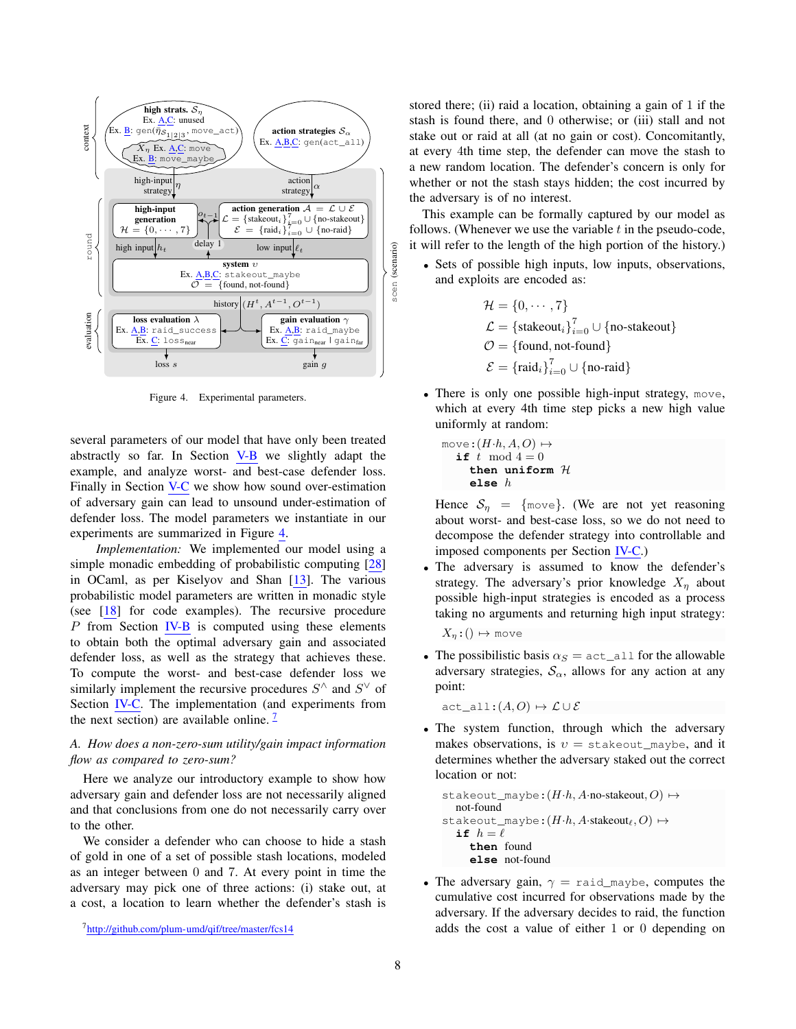Figure 4. Experimental parameters.

several parameters of our model that have only been treated abstractly so far. In Section V-B we slightly adapt the example, and analyze worst- and best-case defender loss. Finally in Section V-C we show how sound over-estimation of adversary gain can lead to unsound under-estimation of defender loss. The model parameters we instantiate in our experiments are summarized in Figure 4.

*Implementation:* We implemented our model using a simple monadic embedding of probabilistic computing [28] in OCaml, as per Kiselyov and Shan [13]. The various probabilistic model parameters are written in monadic style (see [18] for code examples). The recursive procedure $P$ from Section IV-B is computed using these elements to obtain both the optimal adversary gain and associated defender loss, as well as the strategy that achieves these. To compute the worst- and best-case defender loss we similarly implement the recursive procedures $S^\wedge$ and $S^\vee$ of Section IV-C. The implementation (and experiments from the next section) are available online. [7]

### A. How does a non-zero-sum utility/gain impact information flow as compared to zero-sum?

Here we analyze our introductory example to show how adversary gain and defender loss are not necessarily aligned and that conclusions from one do not necessarily carry over to the other.

We consider a defender who can choose to hide a stash of gold in one of a set of possible stash locations, modeled as an integer between 0 and 7. At every point in time the adversary may pick one of three actions: (i) stake out, at a cost, a location to learn whether the defender's stash is stored there; (ii) raid a location, obtaining a gain of 1 if the stash is found there, and 0 otherwise; or (iii) stall and not stake out or raid at all (at no gain or cost). Concomitantly, at every 4th time step, the defender can move the stash to a new random location. The defender's concern is only for whether or not the stash stays hidden; the cost incurred by the adversary is of no interest.

This example can be formally captured by our model as follows. (Whenever we use the variable $t$ in the pseudo-code, it will refer to the length of the high portion of the history.)

- Sets of possible high inputs, low inputs, observations, and exploits are encoded as:

$$\mathcal{H} = \{0, \cdots, 7\}$$
$$\mathcal{L} = \{\text{stakeout}_i\}_{i=0}^{7} \cup \{\text{no-stakeout}\}$$
$$\mathcal{O} = \{\text{found}, \text{not-found}\}$$
$$\mathcal{E} = \{\text{raid}_i\}_{i=0}^{7} \cup \{\text{no-raid}\}$$

- There is only one possible high-input strategy, move, which at every 4th time step picks a new high value uniformly at random:

```
move : (H·h, A, O) ↦
  if t mod 4 = 0
    then uniform H
    else h
```

Hence $\mathcal{S}_\eta = \{\texttt{move}\}$. (We are not yet reasoning about worst- and best-case loss, so we do not need to decompose the defender strategy into controllable and imposed components per Section IV-C.)

- The adversary is assumed to know the defender's strategy. The adversary's prior knowledge $X_\eta$ about possible high-input strategies is encoded as a process taking no arguments and returning high input strategy:

$X_\eta$ : () ↦ move

- The possibilistic basis $\alpha_S$ = act_all for the allowable adversary strategies, $\mathcal{S}_\alpha$, allows for any action at any point:

act_all : $(A, O) \mapsto \mathcal{L} \cup \mathcal{E}$

- The system function, through which the adversary makes observations, is $\upsilon$ = stakeout_maybe, and it determines whether the adversary staked out the correct location or not:

```
stakeout_maybe : (H·h, A·no-stakeout, O) ↦
  not-found
stakeout_maybe : (H·h, A·stakeout_ℓ, O) ↦
  if h = ℓ
    then found
    else not-found
```

- The adversary gain, $\gamma$ = raid_maybe, computes the cumulative cost incurred for observations made by the adversary. If the adversary decides to raid, the function adds the cost a value of either 1 or 0 depending on

[7] http://github.com/plum-umd/qif/tree/master/fcs14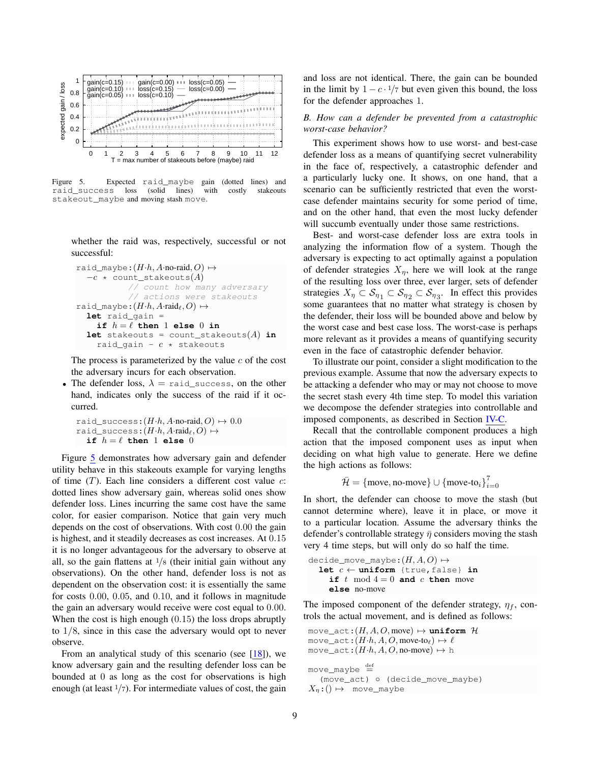Figure 5. Expected `raid_maybe` gain (dotted lines) and `raid_success` loss (solid lines) with costly stakeouts `stakeout_maybe` and moving stash `move`.

whether the raid was, respectively, successful or not successful:

```
raid_maybe:(H·h, A·no-raid, O) ↦
  −c * count_stakeouts(A)
          // count how many adversary
          // actions were stakeouts
raid_maybe:(H·h, A·raid_ℓ, O) ↦
  let raid_gain =
    if h = ℓ then 1 else 0 in
  let stakeouts = count_stakeouts(A) in
    raid_gain - c * stakeouts
```

The process is parameterized by the value $c$ of the cost the adversary incurs for each observation.

- The defender loss, $\lambda$ = `raid_success`, on the other hand, indicates only the success of the raid if it occurred.

```
raid_success:(H·h, A·no-raid, O) ↦ 0.0
raid_success:(H·h, A·raid_ℓ, O) ↦
  if h = ℓ then 1 else 0
```

Figure 5 demonstrates how adversary gain and defender utility behave in this stakeouts example for varying lengths of time ($T$). Each line considers a different cost value $c$: dotted lines show adversary gain, whereas solid ones show defender loss. Lines incurring the same cost have the same color, for easier comparison. Notice that gain very much depends on the cost of observations. With cost 0.00 the gain is highest, and it steadily decreases as cost increases. At 0.15 it is no longer advantageous for the adversary to observe at all, so the gain flattens at $1/8$ (their initial gain without any observations). On the other hand, defender loss is not as dependent on the observation cost: it is essentially the same for costs 0.00, 0.05, and 0.10, and it follows in magnitude the gain an adversary would receive were cost equal to 0.00. When the cost is high enough (0.15) the loss drops abruptly to $1/8$, since in this case the adversary would opt to never observe.

From an analytical study of this scenario (see [18]), we know adversary gain and the resulting defender loss can be bounded at 0 as long as the cost for observations is high enough (at least $1/7$). For intermediate values of cost, the gain and loss are not identical. There, the gain can be bounded in the limit by $1 - c \cdot 1/7$ but even given this bound, the loss for the defender approaches 1.

### *B. How can a defender be prevented from a catastrophic worst-case behavior?*

This experiment shows how to use worst- and best-case defender loss as a means of quantifying secret vulnerability in the face of, respectively, a catastrophic defender and a particularly lucky one. It shows, on one hand, that a scenario can be sufficiently restricted that even the worst-case defender maintains security for some period of time, and on the other hand, that even the most lucky defender will succumb eventually under those same restrictions.

Best- and worst-case defender loss are extra tools in analyzing the information flow of a system. Though the adversary is expecting to act optimally against a population of defender strategies $X_\eta$, here we will look at the range of the resulting loss over three, ever larger, sets of defender strategies $X_\eta \subset \mathcal{S}_{\eta_1} \subset \mathcal{S}_{\eta_2} \subset \mathcal{S}_{\eta_3}$. In effect this provides some guarantees that no matter what strategy is chosen by the defender, their loss will be bounded above and below by the worst case and best case loss. The worst-case is perhaps more relevant as it provides a means of quantifying security even in the face of catastrophic defender behavior.

To illustrate our point, consider a slight modification to the previous example. Assume that now the adversary expects to be attacking a defender who may or may not choose to move the secret stash every 4th time step. To model this variation we decompose the defender strategies into controllable and imposed components, as described in Section IV-C.

Recall that the controllable component produces a high action that the imposed component uses as input when deciding on what high value to generate. Here we define the high actions as follows:

$$\bar{\mathcal{H}} = \{\text{move}, \text{no-move}\} \cup \{\text{move-to}_i\}_{i=0}^{7}$$

In short, the defender can choose to move the stash (but cannot determine where), leave it in place, or move it to a particular location. Assume the adversary thinks the defender's controllable strategy $\bar{\eta}$ considers moving the stash very 4 time steps, but will only do so half the time.

```
decide_move_maybe:(H, A, O) ↦
  let c ← uniform {true,false} in
    if t mod 4 = 0 and c then move
    else no-move
```

The imposed component of the defender strategy, $\eta_f$, controls the actual movement, and is defined as follows:

```
move_act:(H, A, O, move) ↦ uniform ℋ
move_act:(H·h, A, O, move-to_ℓ) ↦ ℓ
move_act:(H·h, A, O, no-move) ↦ h

move_maybe ≝
  (move_act) ∘ (decide_move_maybe)
X_η:() ↦ move_maybe
```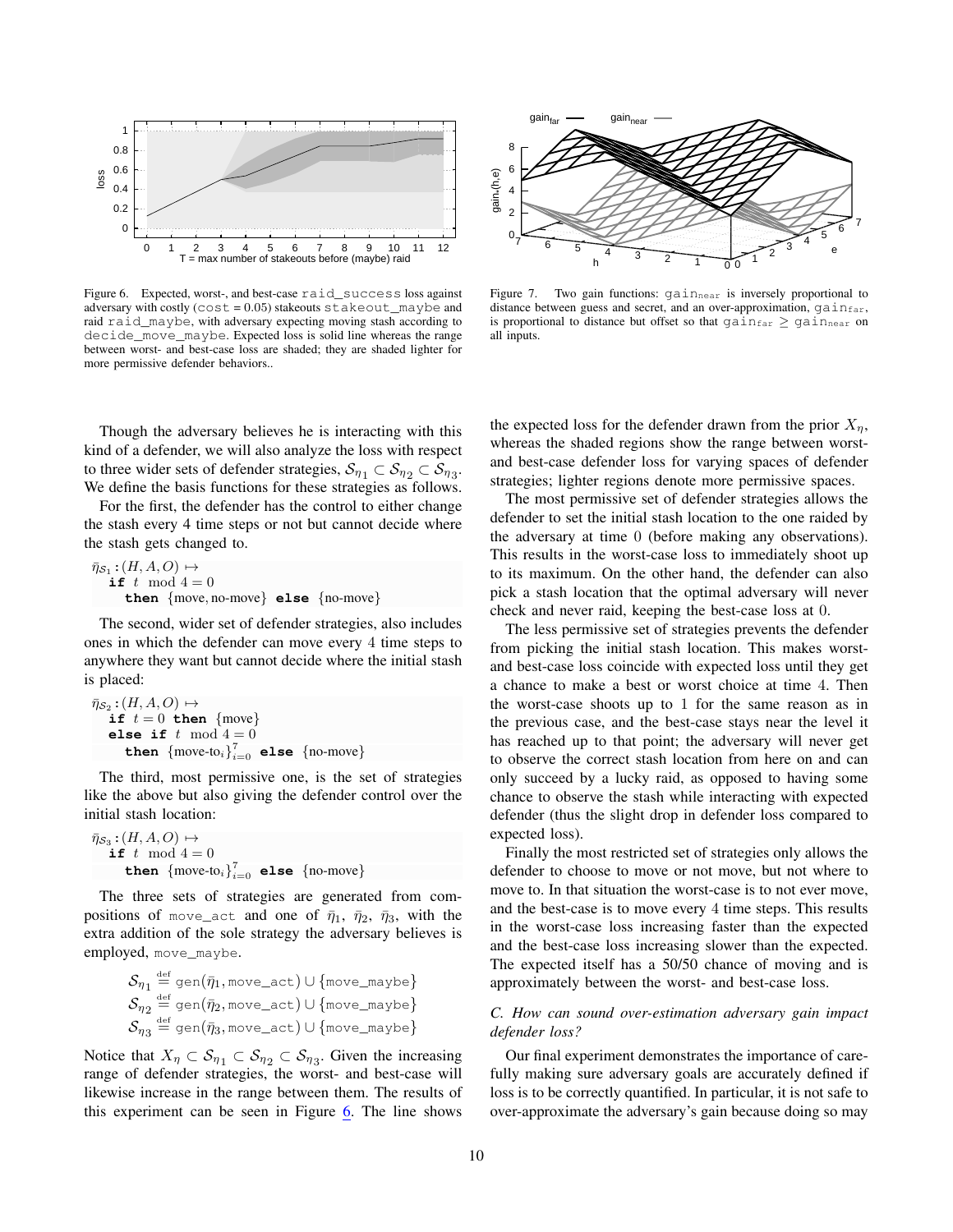Figure 6. Expected, worst-, and best-case `raid_success` loss against adversary with costly (`cost` = 0.05) stakeouts `stakeout_maybe` and raid `raid_maybe`, with adversary expecting moving stash according to `decide_move_maybe`. Expected loss is solid line whereas the range between worst- and best-case loss are shaded; they are shaded lighter for more permissive defender behaviors..

Figure 7. Two gain functions: $\text{gain}_{\text{near}}$ is inversely proportional to distance between guess and secret, and an over-approximation, $\text{gain}_{\text{far}}$, is proportional to distance but offset so that $\text{gain}_{\text{far}} \geq \text{gain}_{\text{near}}$ on all inputs.

Though the adversary believes he is interacting with this kind of a defender, we will also analyze the loss with respect to three wider sets of defender strategies, $\mathcal{S}_{\eta_1} \subset \mathcal{S}_{\eta_2} \subset \mathcal{S}_{\eta_3}$. We define the basis functions for these strategies as follows.

For the first, the defender has the control to either change the stash every 4 time steps or not but cannot decide where the stash gets changed to.

$$\bar{\eta}_{\mathcal{S}_1} : (H, A, O) \mapsto$$
$$\textbf{if } t \mod 4 = 0$$
$$\textbf{then } \{\text{move}, \text{no-move}\} \textbf{ else } \{\text{no-move}\}$$

The second, wider set of defender strategies, also includes ones in which the defender can move every 4 time steps to anywhere they want but cannot decide where the initial stash is placed:

$$\bar{\eta}_{\mathcal{S}_2} : (H, A, O) \mapsto$$
$$\textbf{if } t = 0 \textbf{ then } \{\text{move}\}$$
$$\textbf{else if } t \mod 4 = 0$$
$$\textbf{then } \{\text{move-to}_i\}_{i=0}^{7} \textbf{ else } \{\text{no-move}\}$$

The third, most permissive one, is the set of strategies like the above but also giving the defender control over the initial stash location:

$$\bar{\eta}_{\mathcal{S}_3} : (H, A, O) \mapsto$$
$$\textbf{if } t \mod 4 = 0$$
$$\textbf{then } \{\text{move-to}_i\}_{i=0}^{7} \textbf{ else } \{\text{no-move}\}$$

The three sets of strategies are generated from compositions of `move_act` and one of $\bar{\eta}_1$, $\bar{\eta}_2$, $\bar{\eta}_3$, with the extra addition of the sole strategy the adversary believes is employed, `move_maybe`.

$$\mathcal{S}_{\eta_1} \stackrel{\text{def}}{=} \texttt{gen}(\bar{\eta}_1, \texttt{move\_act}) \cup \{\texttt{move\_maybe}\}$$
$$\mathcal{S}_{\eta_2} \stackrel{\text{def}}{=} \texttt{gen}(\bar{\eta}_2, \texttt{move\_act}) \cup \{\texttt{move\_maybe}\}$$
$$\mathcal{S}_{\eta_3} \stackrel{\text{def}}{=} \texttt{gen}(\bar{\eta}_3, \texttt{move\_act}) \cup \{\texttt{move\_maybe}\}$$

Notice that $X_\eta \subset \mathcal{S}_{\eta_1} \subset \mathcal{S}_{\eta_2} \subset \mathcal{S}_{\eta_3}$. Given the increasing range of defender strategies, the worst- and best-case will likewise increase in the range between them. The results of this experiment can be seen in Figure 6. The line shows the expected loss for the defender drawn from the prior $X_\eta$, whereas the shaded regions show the range between worst- and best-case defender loss for varying spaces of defender strategies; lighter regions denote more permissive spaces.

The most permissive set of defender strategies allows the defender to set the initial stash location to the one raided by the adversary at time 0 (before making any observations). This results in the worst-case loss to immediately shoot up to its maximum. On the other hand, the defender can also pick a stash location that the optimal adversary will never check and never raid, keeping the best-case loss at 0.

The less permissive set of strategies prevents the defender from picking the initial stash location. This makes worst- and best-case loss coincide with expected loss until they get a chance to make a best or worst choice at time 4. Then the worst-case shoots up to 1 for the same reason as in the previous case, and the best-case stays near the level it has reached up to that point; the adversary will never get to observe the correct stash location from here on and can only succeed by a lucky raid, as opposed to having some chance to observe the stash while interacting with expected defender (thus the slight drop in defender loss compared to expected loss).

Finally the most restricted set of strategies only allows the defender to choose to move or not move, but not where to move to. In that situation the worst-case is to not ever move, and the best-case is to move every 4 time steps. This results in the worst-case loss increasing faster than the expected and the best-case loss increasing slower than the expected. The expected itself has a 50/50 chance of moving and is approximately between the worst- and best-case loss.

### C. How can sound over-estimation adversary gain impact defender loss?

Our final experiment demonstrates the importance of carefully making sure adversary goals are accurately defined if loss is to be correctly quantified. In particular, it is not safe to over-approximate the adversary's gain because doing so may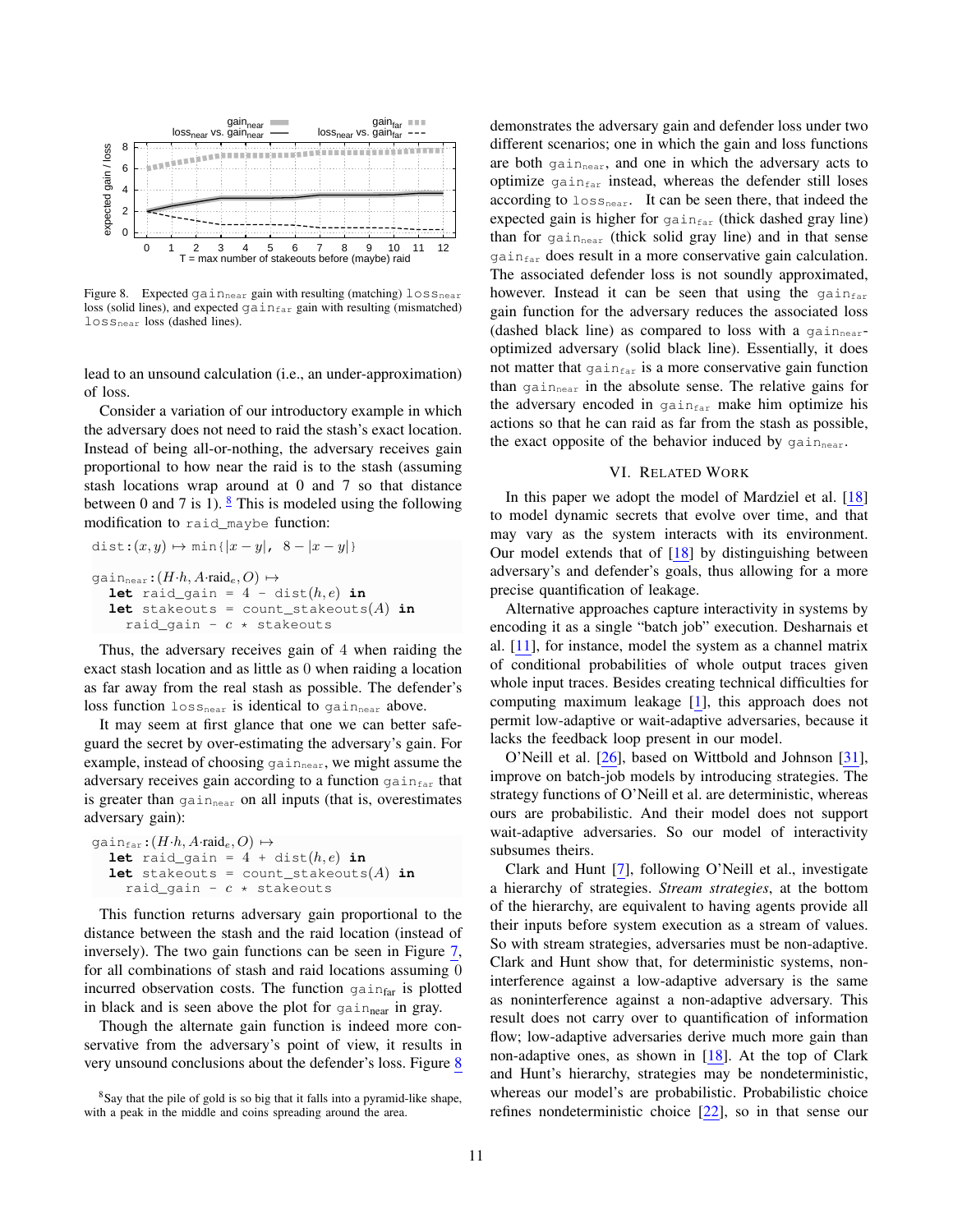Figure 8. Expected $\text{gain}_{\text{near}}$ gain with resulting (matching) $\text{loss}_{\text{near}}$ loss (solid lines), and expected $\text{gain}_{\text{far}}$ gain with resulting (mismatched) $\text{loss}_{\text{near}}$ loss (dashed lines).

lead to an unsound calculation (i.e., an under-approximation) of loss.

Consider a variation of our introductory example in which the adversary does not need to raid the stash's exact location. Instead of being all-or-nothing, the adversary receives gain proportional to how near the raid is to the stash (assuming stash locations wrap around at 0 and 7 so that distance between 0 and 7 is 1). [8] This is modeled using the following modification to `raid_maybe` function:

```
dist:(x, y) ↦ min{|x − y|,  8 − |x − y|}

gain_near:(H·h, A·raid_e, O) ↦
  let raid_gain = 4 - dist(h, e) in
  let stakeouts = count_stakeouts(A) in
    raid_gain - c * stakeouts
```

Thus, the adversary receives gain of 4 when raiding the exact stash location and as little as 0 when raiding a location as far away from the real stash as possible. The defender's loss function $\text{loss}_{\text{near}}$ is identical to $\text{gain}_{\text{near}}$ above.

It may seem at first glance that one we can better safeguard the secret by over-estimating the adversary's gain. For example, instead of choosing $\text{gain}_{\text{near}}$, we might assume the adversary receives gain according to a function $\text{gain}_{\text{far}}$ that is greater than $\text{gain}_{\text{near}}$ on all inputs (that is, overestimates adversary gain):

```
gain_far:(H·h, A·raid_e, O) ↦
  let raid_gain = 4 + dist(h, e) in
  let stakeouts = count_stakeouts(A) in
    raid_gain - c * stakeouts
```

This function returns adversary gain proportional to the distance between the stash and the raid location (instead of inversely). The two gain functions can be seen in Figure 7, for all combinations of stash and raid locations assuming 0 incurred observation costs. The function $\text{gain}_{\text{far}}$ is plotted in black and is seen above the plot for $\text{gain}_{\text{near}}$ in gray.

Though the alternate gain function is indeed more conservative from the adversary's point of view, it results in very unsound conclusions about the defender's loss. Figure 8 demonstrates the adversary gain and defender loss under two different scenarios; one in which the gain and loss functions are both $\text{gain}_{\text{near}}$, and one in which the adversary acts to optimize $\text{gain}_{\text{far}}$ instead, whereas the defender still loses according to $\text{loss}_{\text{near}}$. It can be seen there, that indeed the expected gain is higher for $\text{gain}_{\text{far}}$ (thick dashed gray line) than for $\text{gain}_{\text{near}}$ (thick solid gray line) and in that sense $\text{gain}_{\text{far}}$ does result in a more conservative gain calculation. The associated defender loss is not soundly approximated, however. Instead it can be seen that using the $\text{gain}_{\text{far}}$ gain function for the adversary reduces the associated loss (dashed black line) as compared to loss with a $\text{gain}_{\text{near}}$-optimized adversary (solid black line). Essentially, it does not matter that $\text{gain}_{\text{far}}$ is a more conservative gain function than $\text{gain}_{\text{near}}$ in the absolute sense. The relative gains for the adversary encoded in $\text{gain}_{\text{far}}$ make him optimize his actions so that he can raid as far from the stash as possible, the exact opposite of the behavior induced by $\text{gain}_{\text{near}}$.

## VI. Related Work

In this paper we adopt the model of Mardziel et al. [18] to model dynamic secrets that evolve over time, and that may vary as the system interacts with its environment. Our model extends that of [18] by distinguishing between adversary's and defender's goals, thus allowing for a more precise quantification of leakage.

Alternative approaches capture interactivity in systems by encoding it as a single "batch job" execution. Desharnais et al. [11], for instance, model the system as a channel matrix of conditional probabilities of whole output traces given whole input traces. Besides creating technical difficulties for computing maximum leakage [1], this approach does not permit low-adaptive or wait-adaptive adversaries, because it lacks the feedback loop present in our model.

O'Neill et al. [26], based on Wittbold and Johnson [31], improve on batch-job models by introducing strategies. The strategy functions of O'Neill et al. are deterministic, whereas ours are probabilistic. And their model does not support wait-adaptive adversaries. So our model of interactivity subsumes theirs.

Clark and Hunt [7], following O'Neill et al., investigate a hierarchy of strategies. *Stream strategies*, at the bottom of the hierarchy, are equivalent to having agents provide all their inputs before system execution as a stream of values. So with stream strategies, adversaries must be non-adaptive. Clark and Hunt show that, for deterministic systems, noninterference against a low-adaptive adversary is the same as noninterference against a non-adaptive adversary. This result does not carry over to quantification of information flow; low-adaptive adversaries derive much more gain than non-adaptive ones, as shown in [18]. At the top of Clark and Hunt's hierarchy, strategies may be nondeterministic, whereas our model's are probabilistic. Probabilistic choice refines nondeterministic choice [22], so in that sense our

[8] Say that the pile of gold is so big that it falls into a pyramid-like shape, with a peak in the middle and coins spreading around the area.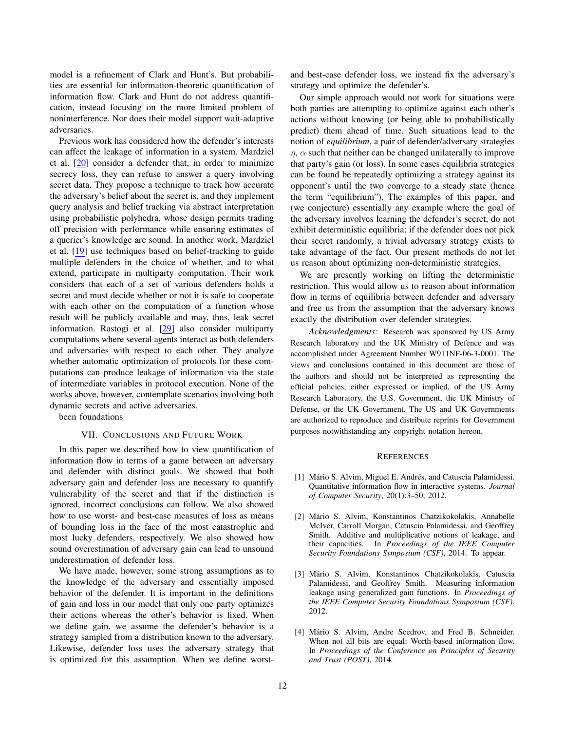model is a refinement of Clark and Hunt's. But probabilities are essential for information-theoretic quantification of information flow. Clark and Hunt do not address quantification, instead focusing on the more limited problem of noninterference. Nor does their model support wait-adaptive adversaries.

Previous work has considered how the defender's interests can affect the leakage of information in a system. Mardziel et al. [20] consider a defender that, in order to minimize secrecy loss, they can refuse to answer a query involving secret data. They propose a technique to track how accurate the adversary's belief about the secret is, and they implement query analysis and belief tracking via abstract interpretation using probabilistic polyhedra, whose design permits trading off precision with performance while ensuring estimates of a querier's knowledge are sound. In another work, Mardziel et al. [19] use techniques based on belief-tracking to guide multiple defenders in the choice of whether, and to what extend, participate in multiparty computation. Their work considers that each of a set of various defenders holds a secret and must decide whether or not it is safe to cooperate with each other on the computation of a function whose result will be publicly available and may, thus, leak secret information. Rastogi et al. [29] also consider multiparty computations where several agents interact as both defenders and adversaries with respect to each other. They analyze whether automatic optimization of protocols for these computations can produce leakage of information via the state of intermediate variables in protocol execution. None of the works above, however, contemplate scenarios involving both dynamic secrets and active adversaries.

been foundations

## VII. Conclusions and Future Work

In this paper we described how to view quantification of information flow in terms of a game between an adversary and defender with distinct goals. We showed that both adversary gain and defender loss are necessary to quantify vulnerability of the secret and that if the distinction is ignored, incorrect conclusions can follow. We also showed how to use worst- and best-case measures of loss as means of bounding loss in the face of the most catastrophic and most lucky defenders, respectively. We also showed how sound overestimation of adversary gain can lead to unsound underestimation of defender loss.

We have made, however, some strong assumptions as to the knowledge of the adversary and essentially imposed behavior of the defender. It is important in the definitions of gain and loss in our model that only one party optimizes their actions whereas the other's behavior is fixed. When we define gain, we assume the defender's behavior is a strategy sampled from a distribution known to the adversary. Likewise, defender loss uses the adversary strategy that is optimized for this assumption. When we define worst- and best-case defender loss, we instead fix the adversary's strategy and optimize the defender's.

Our simple approach would not work for situations were both parties are attempting to optimize against each other's actions without knowing (or being able to probabilistically predict) them ahead of time. Such situations lead to the notion of *equilibrium*, a pair of defender/adversary strategies $\eta$, $\alpha$ such that neither can be changed unilaterally to improve that party's gain (or loss). In some cases equilibria strategies can be found be repeatedly optimizing a strategy against its opponent's until the two converge to a steady state (hence the term "equilibrium"). The examples of this paper, and (we conjecture) essentially any example where the goal of the adversary involves learning the defender's secret, do not exhibit deterministic equilibria; if the defender does not pick their secret randomly, a trivial adversary strategy exists to take advantage of the fact. Our present methods do not let us reason about optimizing non-deterministic strategies.

We are presently working on lifting the deterministic restriction. This would allow us to reason about information flow in terms of equilibria between defender and adversary and free us from the assumption that the adversary knows exactly the distribution over defender strategies.

*Acknowledgments:* Research was sponsored by US Army Research laboratory and the UK Ministry of Defence and was accomplished under Agreement Number W911NF-06-3-0001. The views and conclusions contained in this document are those of the authors and should not be interpreted as representing the official policies, either expressed or implied, of the US Army Research Laboratory, the U.S. Government, the UK Ministry of Defense, or the UK Government. The US and UK Governments are authorized to reproduce and distribute reprints for Government purposes notwithstanding any copyright notation hereon.

## References

[1] Mário S. Alvim, Miguel E. Andrés, and Catuscia Palamidessi. Quantitative information flow in interactive systems. *Journal of Computer Security*, 20(1):3–50, 2012.

[2] Mário S. Alvim, Konstantinos Chatzikokolakis, Annabelle McIver, Carroll Morgan, Catuscia Palamidessi, and Geoffrey Smith. Additive and multiplicative notions of leakage, and their capacities. In *Proceedings of the IEEE Computer Security Foundations Symposium (CSF)*, 2014. To appear.

[3] Mário S. Alvim, Konstantinos Chatzikokolakis, Catuscia Palamidessi, and Geoffrey Smith. Measuring information leakage using generalized gain functions. In *Proceedings of the IEEE Computer Security Foundations Symposium (CSF)*, 2012.

[4] Mário S. Alvim, Andre Scedrov, and Fred B. Schneider. When not all bits are equal: Worth-based information flow. In *Proceedings of the Conference on Principles of Security and Trust (POST)*, 2014.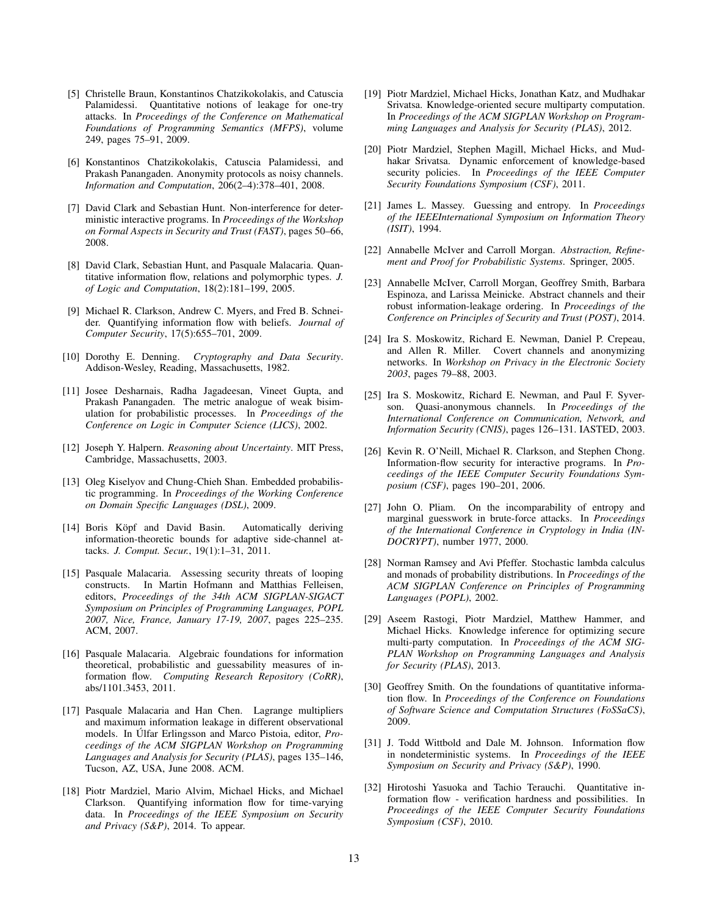[5] Christelle Braun, Konstantinos Chatzikokolakis, and Catuscia Palamidessi. Quantitative notions of leakage for one-try attacks. In *Proceedings of the Conference on Mathematical Foundations of Programming Semantics (MFPS)*, volume 249, pages 75–91, 2009.

[6] Konstantinos Chatzikokolakis, Catuscia Palamidessi, and Prakash Panangaden. Anonymity protocols as noisy channels. *Information and Computation*, 206(2–4):378–401, 2008.

[7] David Clark and Sebastian Hunt. Non-interference for deterministic interactive programs. In *Proceedings of the Workshop on Formal Aspects in Security and Trust (FAST)*, pages 50–66, 2008.

[8] David Clark, Sebastian Hunt, and Pasquale Malacaria. Quantitative information flow, relations and polymorphic types. *J. of Logic and Computation*, 18(2):181–199, 2005.

[9] Michael R. Clarkson, Andrew C. Myers, and Fred B. Schneider. Quantifying information flow with beliefs. *Journal of Computer Security*, 17(5):655–701, 2009.

[10] Dorothy E. Denning. *Cryptography and Data Security*. Addison-Wesley, Reading, Massachusetts, 1982.

[11] Josee Desharnais, Radha Jagadeesan, Vineet Gupta, and Prakash Panangaden. The metric analogue of weak bisimulation for probabilistic processes. In *Proceedings of the Conference on Logic in Computer Science (LICS)*, 2002.

[12] Joseph Y. Halpern. *Reasoning about Uncertainty*. MIT Press, Cambridge, Massachusetts, 2003.

[13] Oleg Kiselyov and Chung-Chieh Shan. Embedded probabilistic programming. In *Proceedings of the Working Conference on Domain Specific Languages (DSL)*, 2009.

[14] Boris Köpf and David Basin. Automatically deriving information-theoretic bounds for adaptive side-channel attacks. *J. Comput. Secur.*, 19(1):1–31, 2011.

[15] Pasquale Malacaria. Assessing security threats of looping constructs. In Martin Hofmann and Matthias Felleisen, editors, *Proceedings of the 34th ACM SIGPLAN-SIGACT Symposium on Principles of Programming Languages, POPL 2007, Nice, France, January 17-19, 2007*, pages 225–235. ACM, 2007.

[16] Pasquale Malacaria. Algebraic foundations for information theoretical, probabilistic and guessability measures of information flow. *Computing Research Repository (CoRR)*, abs/1101.3453, 2011.

[17] Pasquale Malacaria and Han Chen. Lagrange multipliers and maximum information leakage in different observational models. In Úlfar Erlingsson and Marco Pistoia, editor, *Proceedings of the ACM SIGPLAN Workshop on Programming Languages and Analysis for Security (PLAS)*, pages 135–146, Tucson, AZ, USA, June 2008. ACM.

[18] Piotr Mardziel, Mario Alvim, Michael Hicks, and Michael Clarkson. Quantifying information flow for time-varying data. In *Proceedings of the IEEE Symposium on Security and Privacy (S&P)*, 2014. To appear.

[19] Piotr Mardziel, Michael Hicks, Jonathan Katz, and Mudhakar Srivatsa. Knowledge-oriented secure multiparty computation. In *Proceedings of the ACM SIGPLAN Workshop on Programming Languages and Analysis for Security (PLAS)*, 2012.

[20] Piotr Mardziel, Stephen Magill, Michael Hicks, and Mudhakar Srivatsa. Dynamic enforcement of knowledge-based security policies. In *Proceedings of the IEEE Computer Security Foundations Symposium (CSF)*, 2011.

[21] James L. Massey. Guessing and entropy. In *Proceedings of the IEEEInternational Symposium on Information Theory (ISIT)*, 1994.

[22] Annabelle McIver and Carroll Morgan. *Abstraction, Refinement and Proof for Probabilistic Systems*. Springer, 2005.

[23] Annabelle McIver, Carroll Morgan, Geoffrey Smith, Barbara Espinoza, and Larissa Meinicke. Abstract channels and their robust information-leakage ordering. In *Proceedings of the Conference on Principles of Security and Trust (POST)*, 2014.

[24] Ira S. Moskowitz, Richard E. Newman, Daniel P. Crepeau, and Allen R. Miller. Covert channels and anonymizing networks. In *Workshop on Privacy in the Electronic Society 2003*, pages 79–88, 2003.

[25] Ira S. Moskowitz, Richard E. Newman, and Paul F. Syverson. Quasi-anonymous channels. In *Proceedings of the International Conference on Communication, Network, and Information Security (CNIS)*, pages 126–131. IASTED, 2003.

[26] Kevin R. O'Neill, Michael R. Clarkson, and Stephen Chong. Information-flow security for interactive programs. In *Proceedings of the IEEE Computer Security Foundations Symposium (CSF)*, pages 190–201, 2006.

[27] John O. Pliam. On the incomparability of entropy and marginal guesswork in brute-force attacks. In *Proceedings of the International Conference in Cryptology in India (INDOCRYPT)*, number 1977, 2000.

[28] Norman Ramsey and Avi Pfeffer. Stochastic lambda calculus and monads of probability distributions. In *Proceedings of the ACM SIGPLAN Conference on Principles of Programming Languages (POPL)*, 2002.

[29] Aseem Rastogi, Piotr Mardziel, Matthew Hammer, and Michael Hicks. Knowledge inference for optimizing secure multi-party computation. In *Proceedings of the ACM SIGPLAN Workshop on Programming Languages and Analysis for Security (PLAS)*, 2013.

[30] Geoffrey Smith. On the foundations of quantitative information flow. In *Proceedings of the Conference on Foundations of Software Science and Computation Structures (FoSSaCS)*, 2009.

[31] J. Todd Wittbold and Dale M. Johnson. Information flow in nondeterministic systems. In *Proceedings of the IEEE Symposium on Security and Privacy (S&P)*, 1990.

[32] Hirotoshi Yasuoka and Tachio Terauchi. Quantitative information flow - verification hardness and possibilities. In *Proceedings of the IEEE Computer Security Foundations Symposium (CSF)*, 2010.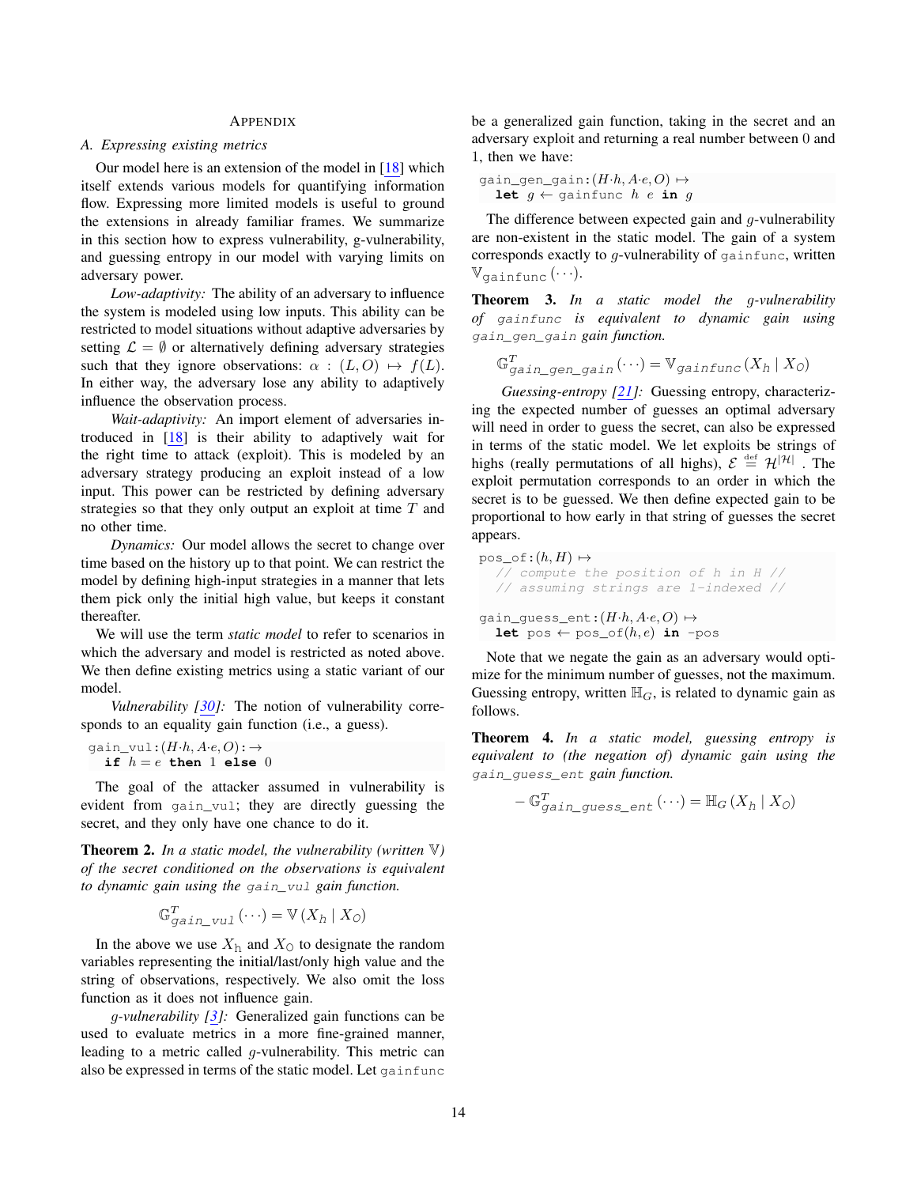# APPENDIX

## A. Expressing existing metrics

Our model here is an extension of the model in [18] which itself extends various models for quantifying information flow. Expressing more limited models is useful to ground the extensions in already familiar frames. We summarize in this section how to express vulnerability, g-vulnerability, and guessing entropy in our model with varying limits on adversary power.

*Low-adaptivity:* The ability of an adversary to influence the system is modeled using low inputs. This ability can be restricted to model situations without adaptive adversaries by setting $\mathcal{L} = \emptyset$ or alternatively defining adversary strategies such that they ignore observations: $\alpha : (L, O) \mapsto f(L)$. In either way, the adversary lose any ability to adaptively influence the observation process.

*Wait-adaptivity:* An import element of adversaries introduced in [18] is their ability to adaptively wait for the right time to attack (exploit). This is modeled by an adversary strategy producing an exploit instead of a low input. This power can be restricted by defining adversary strategies so that they only output an exploit at time $T$ and no other time.

*Dynamics:* Our model allows the secret to change over time based on the history up to that point. We can restrict the model by defining high-input strategies in a manner that lets them pick only the initial high value, but keeps it constant thereafter.

We will use the term *static model* to refer to scenarios in which the adversary and model is restricted as noted above. We then define existing metrics using a static variant of our model.

*Vulnerability [30]:* The notion of vulnerability corresponds to an equality gain function (i.e., a guess).

```
gain_vul:(H·h, A·e, O):→
  if h = e then 1 else 0
```

The goal of the attacker assumed in vulnerability is evident from gain_vul; they are directly guessing the secret, and they only have one chance to do it.

**Theorem 2.** *In a static model, the vulnerability (written $\mathbb{V}$) of the secret conditioned on the observations is equivalent to dynamic gain using the* gain_vul *gain function.*

$$\mathbb{G}^{T}_{gain\_vul}(\cdots) = \mathbb{V}(X_h \mid X_O)$$

In the above we use $X_{\mathrm{h}}$ and $X_{\mathrm{O}}$ to designate the random variables representing the initial/last/only high value and the string of observations, respectively. We also omit the loss function as it does not influence gain.

*$g$-vulnerability [3]:* Generalized gain functions can be used to evaluate metrics in a more fine-grained manner, leading to a metric called $g$-vulnerability. This metric can also be expressed in terms of the static model. Let gainfunc be a generalized gain function, taking in the secret and an adversary exploit and returning a real number between 0 and 1, then we have:

```
gain_gen_gain:(H·h, A·e, O) ↦
  let g ← gainfunc h e in g
```

The difference between expected gain and $g$-vulnerability are non-existent in the static model. The gain of a system corresponds exactly to $g$-vulnerability of gainfunc, written $\mathbb{V}_{\mathtt{gainfunc}}(\cdots)$.

**Theorem 3.** *In a static model the $g$-vulnerability of* gainfunc *is equivalent to dynamic gain using* gain_gen_gain *gain function.*

$$\mathbb{G}^{T}_{gain\_gen\_gain}(\cdots) = \mathbb{V}_{gainfunc}(X_h \mid X_O)$$

*Guessing-entropy [21]:* Guessing entropy, characterizing the expected number of guesses an optimal adversary will need in order to guess the secret, can also be expressed in terms of the static model. We let exploits be strings of highs (really permutations of all highs), $\mathcal{E} \stackrel{\text{def}}{=} \mathcal{H}^{|\mathcal{H}|}$. The exploit permutation corresponds to an order in which the secret is to be guessed. We then define expected gain to be proportional to how early in that string of guesses the secret appears.

```
pos_of:(h, H) ↦
  // compute the position of h in H //
  // assuming strings are 1-indexed //

gain_guess_ent:(H·h, A·e, O) ↦
  let pos ← pos_of(h, e) in -pos
```

Note that we negate the gain as an adversary would optimize for the minimum number of guesses, not the maximum. Guessing entropy, written $\mathbb{H}_G$, is related to dynamic gain as follows.

**Theorem 4.** *In a static model, guessing entropy is equivalent to (the negation of) dynamic gain using the* gain_guess_ent *gain function.*

$$-\mathbb{G}^{T}_{gain\_guess\_ent}(\cdots) = \mathbb{H}_G(X_h \mid X_O)$$